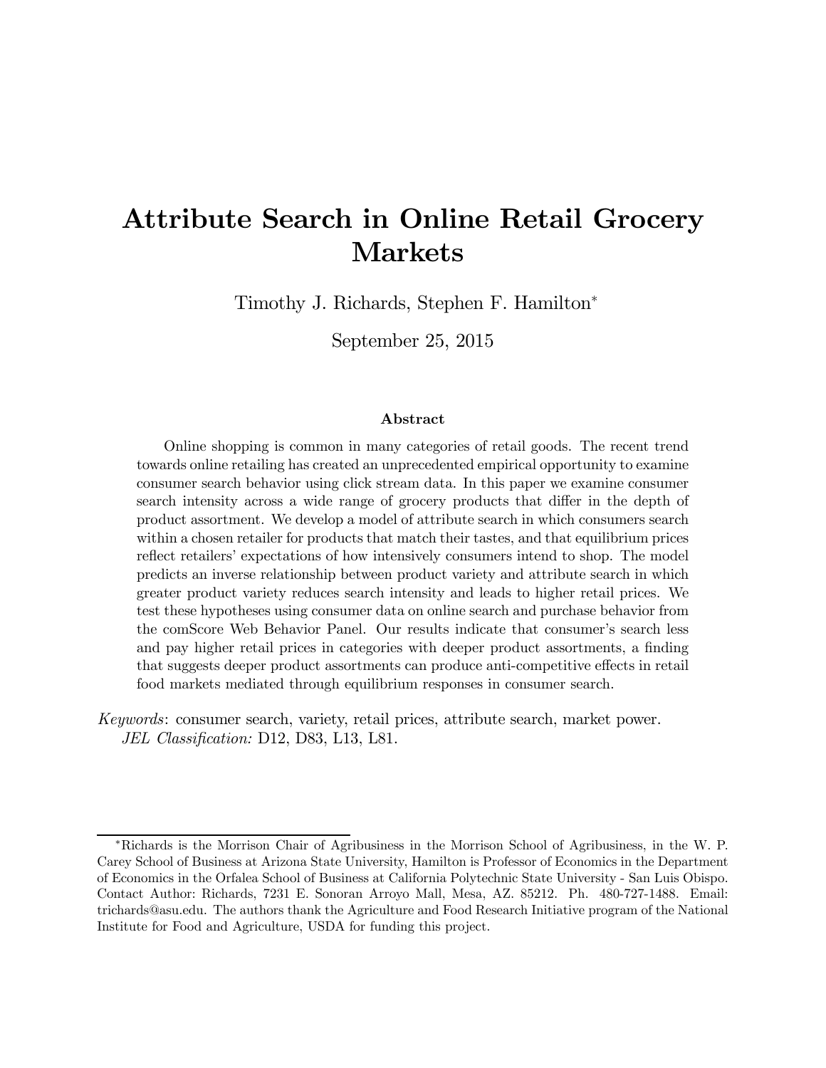# Attribute Search in Online Retail Grocery Markets

Timothy J. Richards, Stephen F. Hamilton*

September 25, 2015

### Abstract

Online shopping is common in many categories of retail goods. The recent trend towards online retailing has created an unprecedented empirical opportunity to examine consumer search behavior using click stream data. In this paper we examine consumer search intensity across a wide range of grocery products that differ in the depth of product assortment. We develop a model of attribute search in which consumers search within a chosen retailer for products that match their tastes, and that equilibrium prices reflect retailers' expectations of how intensively consumers intend to shop. The model predicts an inverse relationship between product variety and attribute search in which greater product variety reduces search intensity and leads to higher retail prices. We test these hypotheses using consumer data on online search and purchase behavior from the comScore Web Behavior Panel. Our results indicate that consumer's search less and pay higher retail prices in categories with deeper product assortments, a finding that suggests deeper product assortments can produce anti-competitive effects in retail food markets mediated through equilibrium responses in consumer search.

*Keywords*: consumer search, variety, retail prices, attribute search, market power.
*JEL Classification:* D12, D83, L13, L81.

---

*Richards is the Morrison Chair of Agribusiness in the Morrison School of Agribusiness, in the W. P. Carey School of Business at Arizona State University, Hamilton is Professor of Economics in the Department of Economics in the Orfalea School of Business at California Polytechnic State University - San Luis Obispo. Contact Author: Richards, 7231 E. Sonoran Arroyo Mall, Mesa, AZ. 85212. Ph. 480-727-1488. Email: trichards@asu.edu. The authors thank the Agriculture and Food Research Initiative program of the National Institute for Food and Agriculture, USDA for funding this project.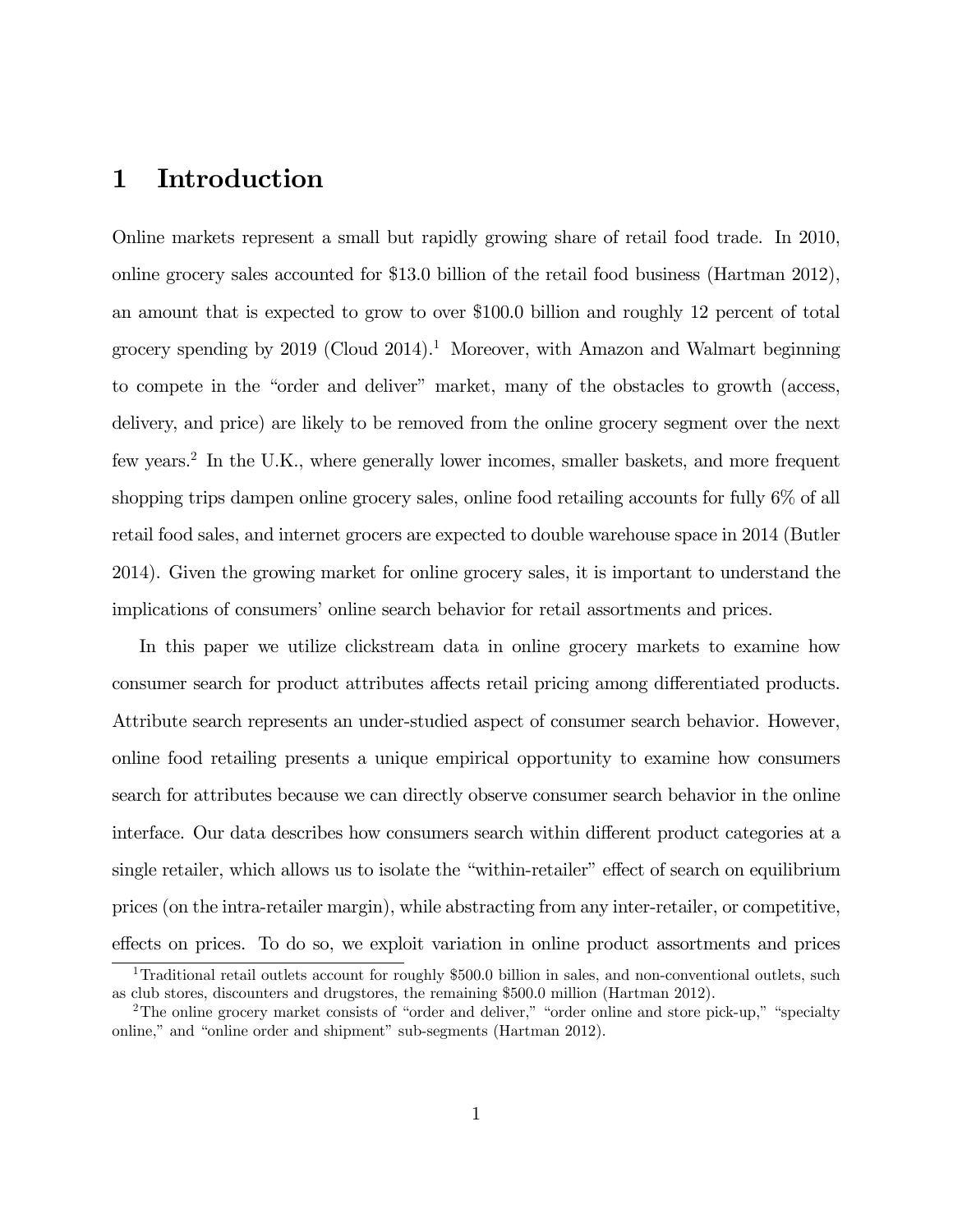# 1 Introduction

Online markets represent a small but rapidly growing share of retail food trade. In 2010, online grocery sales accounted for \$13.0 billion of the retail food business (Hartman 2012), an amount that is expected to grow to over \$100.0 billion and roughly 12 percent of total grocery spending by 2019 (Cloud 2014).[1] Moreover, with Amazon and Walmart beginning to compete in the "order and deliver" market, many of the obstacles to growth (access, delivery, and price) are likely to be removed from the online grocery segment over the next few years.[2] In the U.K., where generally lower incomes, smaller baskets, and more frequent shopping trips dampen online grocery sales, online food retailing accounts for fully 6% of all retail food sales, and internet grocers are expected to double warehouse space in 2014 (Butler 2014). Given the growing market for online grocery sales, it is important to understand the implications of consumers' online search behavior for retail assortments and prices.

In this paper we utilize clickstream data in online grocery markets to examine how consumer search for product attributes affects retail pricing among differentiated products. Attribute search represents an under-studied aspect of consumer search behavior. However, online food retailing presents a unique empirical opportunity to examine how consumers search for attributes because we can directly observe consumer search behavior in the online interface. Our data describes how consumers search within different product categories at a single retailer, which allows us to isolate the "within-retailer" effect of search on equilibrium prices (on the intra-retailer margin), while abstracting from any inter-retailer, or competitive, effects on prices. To do so, we exploit variation in online product assortments and prices

[1] Traditional retail outlets account for roughly \$500.0 billion in sales, and non-conventional outlets, such as club stores, discounters and drugstores, the remaining \$500.0 million (Hartman 2012).

[2] The online grocery market consists of "order and deliver," "order online and store pick-up," "specialty online," and "online order and shipment" sub-segments (Hartman 2012).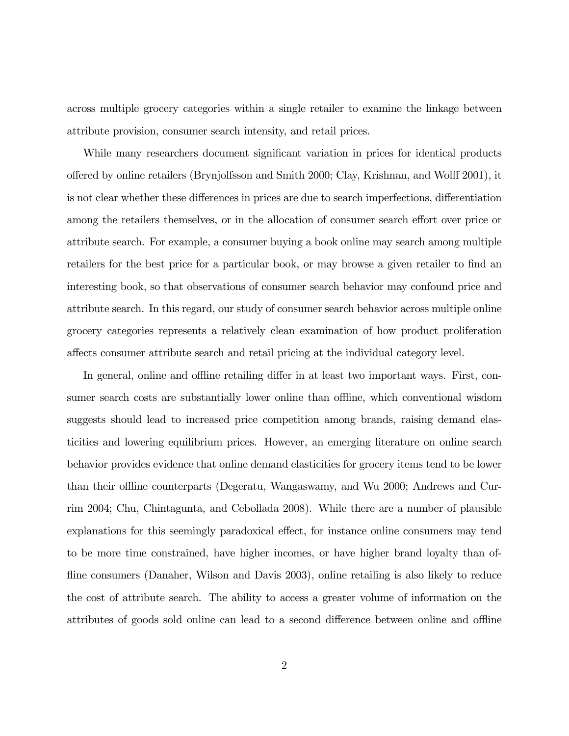across multiple grocery categories within a single retailer to examine the linkage between attribute provision, consumer search intensity, and retail prices.

While many researchers document significant variation in prices for identical products offered by online retailers (Brynjolfsson and Smith 2000; Clay, Krishnan, and Wolff 2001), it is not clear whether these differences in prices are due to search imperfections, differentiation among the retailers themselves, or in the allocation of consumer search effort over price or attribute search. For example, a consumer buying a book online may search among multiple retailers for the best price for a particular book, or may browse a given retailer to find an interesting book, so that observations of consumer search behavior may confound price and attribute search. In this regard, our study of consumer search behavior across multiple online grocery categories represents a relatively clean examination of how product proliferation affects consumer attribute search and retail pricing at the individual category level.

In general, online and offline retailing differ in at least two important ways. First, consumer search costs are substantially lower online than offline, which conventional wisdom suggests should lead to increased price competition among brands, raising demand elasticities and lowering equilibrium prices. However, an emerging literature on online search behavior provides evidence that online demand elasticities for grocery items tend to be lower than their offline counterparts (Degeratu, Wangaswamy, and Wu 2000; Andrews and Currim 2004; Chu, Chintagunta, and Cebollada 2008). While there are a number of plausible explanations for this seemingly paradoxical effect, for instance online consumers may tend to be more time constrained, have higher incomes, or have higher brand loyalty than offline consumers (Danaher, Wilson and Davis 2003), online retailing is also likely to reduce the cost of attribute search. The ability to access a greater volume of information on the attributes of goods sold online can lead to a second difference between online and offline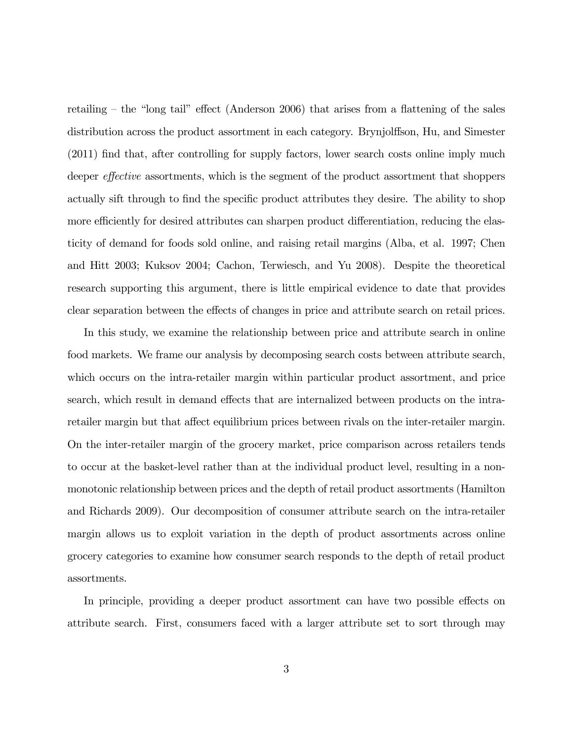retailing – the "long tail" effect (Anderson 2006) that arises from a flattening of the sales distribution across the product assortment in each category. Brynjolffson, Hu, and Simester (2011) find that, after controlling for supply factors, lower search costs online imply much deeper *effective* assortments, which is the segment of the product assortment that shoppers actually sift through to find the specific product attributes they desire. The ability to shop more efficiently for desired attributes can sharpen product differentiation, reducing the elasticity of demand for foods sold online, and raising retail margins (Alba, et al. 1997; Chen and Hitt 2003; Kuksov 2004; Cachon, Terwiesch, and Yu 2008). Despite the theoretical research supporting this argument, there is little empirical evidence to date that provides clear separation between the effects of changes in price and attribute search on retail prices.

In this study, we examine the relationship between price and attribute search in online food markets. We frame our analysis by decomposing search costs between attribute search, which occurs on the intra-retailer margin within particular product assortment, and price search, which result in demand effects that are internalized between products on the intra-retailer margin but that affect equilibrium prices between rivals on the inter-retailer margin. On the inter-retailer margin of the grocery market, price comparison across retailers tends to occur at the basket-level rather than at the individual product level, resulting in a non-monotonic relationship between prices and the depth of retail product assortments (Hamilton and Richards 2009). Our decomposition of consumer attribute search on the intra-retailer margin allows us to exploit variation in the depth of product assortments across online grocery categories to examine how consumer search responds to the depth of retail product assortments.

In principle, providing a deeper product assortment can have two possible effects on attribute search. First, consumers faced with a larger attribute set to sort through may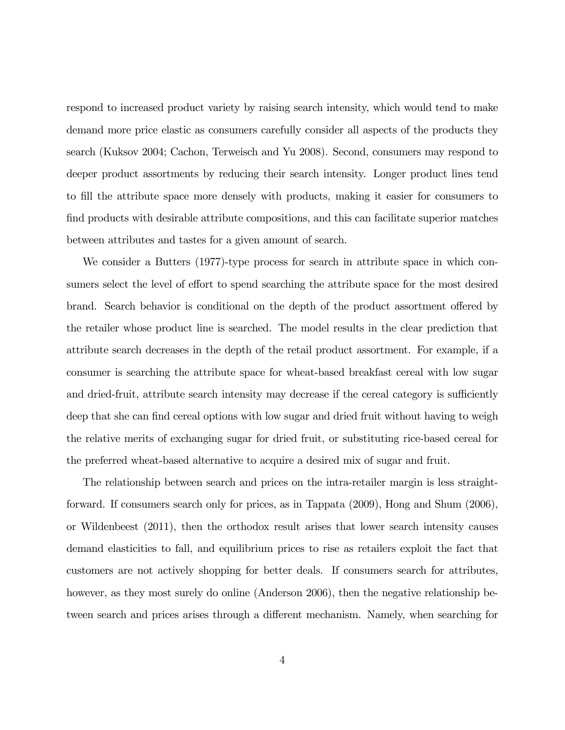respond to increased product variety by raising search intensity, which would tend to make demand more price elastic as consumers carefully consider all aspects of the products they search (Kuksov 2004; Cachon, Terweisch and Yu 2008). Second, consumers may respond to deeper product assortments by reducing their search intensity. Longer product lines tend to fill the attribute space more densely with products, making it easier for consumers to find products with desirable attribute compositions, and this can facilitate superior matches between attributes and tastes for a given amount of search.

We consider a Butters (1977)-type process for search in attribute space in which consumers select the level of effort to spend searching the attribute space for the most desired brand. Search behavior is conditional on the depth of the product assortment offered by the retailer whose product line is searched. The model results in the clear prediction that attribute search decreases in the depth of the retail product assortment. For example, if a consumer is searching the attribute space for wheat-based breakfast cereal with low sugar and dried-fruit, attribute search intensity may decrease if the cereal category is sufficiently deep that she can find cereal options with low sugar and dried fruit without having to weigh the relative merits of exchanging sugar for dried fruit, or substituting rice-based cereal for the preferred wheat-based alternative to acquire a desired mix of sugar and fruit.

The relationship between search and prices on the intra-retailer margin is less straightforward. If consumers search only for prices, as in Tappata (2009), Hong and Shum (2006), or Wildenbeest (2011), then the orthodox result arises that lower search intensity causes demand elasticities to fall, and equilibrium prices to rise as retailers exploit the fact that customers are not actively shopping for better deals. If consumers search for attributes, however, as they most surely do online (Anderson 2006), then the negative relationship between search and prices arises through a different mechanism. Namely, when searching for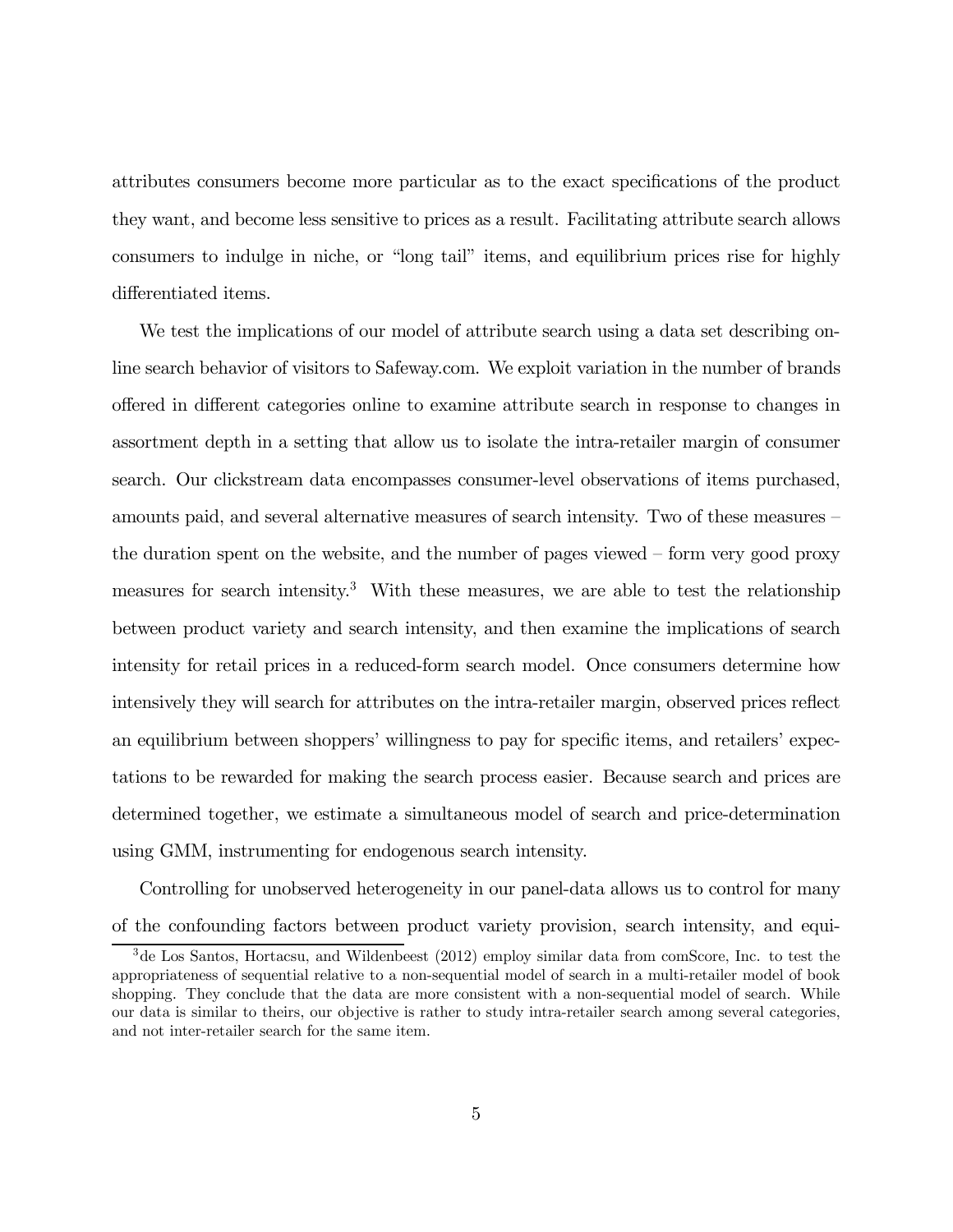attributes consumers become more particular as to the exact specifications of the product they want, and become less sensitive to prices as a result. Facilitating attribute search allows consumers to indulge in niche, or "long tail" items, and equilibrium prices rise for highly differentiated items.

We test the implications of our model of attribute search using a data set describing online search behavior of visitors to Safeway.com. We exploit variation in the number of brands offered in different categories online to examine attribute search in response to changes in assortment depth in a setting that allow us to isolate the intra-retailer margin of consumer search. Our clickstream data encompasses consumer-level observations of items purchased, amounts paid, and several alternative measures of search intensity. Two of these measures – the duration spent on the website, and the number of pages viewed – form very good proxy measures for search intensity.[3] With these measures, we are able to test the relationship between product variety and search intensity, and then examine the implications of search intensity for retail prices in a reduced-form search model. Once consumers determine how intensively they will search for attributes on the intra-retailer margin, observed prices reflect an equilibrium between shoppers' willingness to pay for specific items, and retailers' expectations to be rewarded for making the search process easier. Because search and prices are determined together, we estimate a simultaneous model of search and price-determination using GMM, instrumenting for endogenous search intensity.

Controlling for unobserved heterogeneity in our panel-data allows us to control for many of the confounding factors between product variety provision, search intensity, and equi-

[3] de Los Santos, Hortacsu, and Wildenbeest (2012) employ similar data from comScore, Inc. to test the appropriateness of sequential relative to a non-sequential model of search in a multi-retailer model of book shopping. They conclude that the data are more consistent with a non-sequential model of search. While our data is similar to theirs, our objective is rather to study intra-retailer search among several categories, and not inter-retailer search for the same item.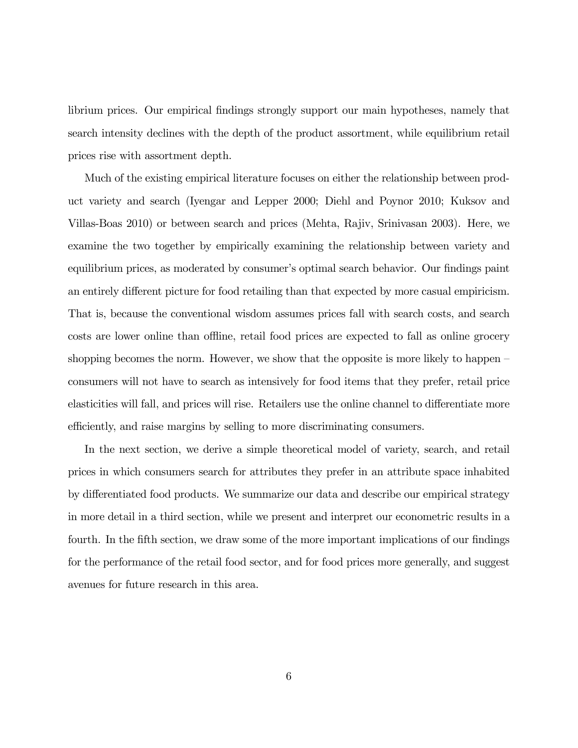librium prices. Our empirical findings strongly support our main hypotheses, namely that search intensity declines with the depth of the product assortment, while equilibrium retail prices rise with assortment depth.

Much of the existing empirical literature focuses on either the relationship between product variety and search (Iyengar and Lepper 2000; Diehl and Poynor 2010; Kuksov and Villas-Boas 2010) or between search and prices (Mehta, Rajiv, Srinivasan 2003). Here, we examine the two together by empirically examining the relationship between variety and equilibrium prices, as moderated by consumer's optimal search behavior. Our findings paint an entirely different picture for food retailing than that expected by more casual empiricism. That is, because the conventional wisdom assumes prices fall with search costs, and search costs are lower online than offline, retail food prices are expected to fall as online grocery shopping becomes the norm. However, we show that the opposite is more likely to happen – consumers will not have to search as intensively for food items that they prefer, retail price elasticities will fall, and prices will rise. Retailers use the online channel to differentiate more efficiently, and raise margins by selling to more discriminating consumers.

In the next section, we derive a simple theoretical model of variety, search, and retail prices in which consumers search for attributes they prefer in an attribute space inhabited by differentiated food products. We summarize our data and describe our empirical strategy in more detail in a third section, while we present and interpret our econometric results in a fourth. In the fifth section, we draw some of the more important implications of our findings for the performance of the retail food sector, and for food prices more generally, and suggest avenues for future research in this area.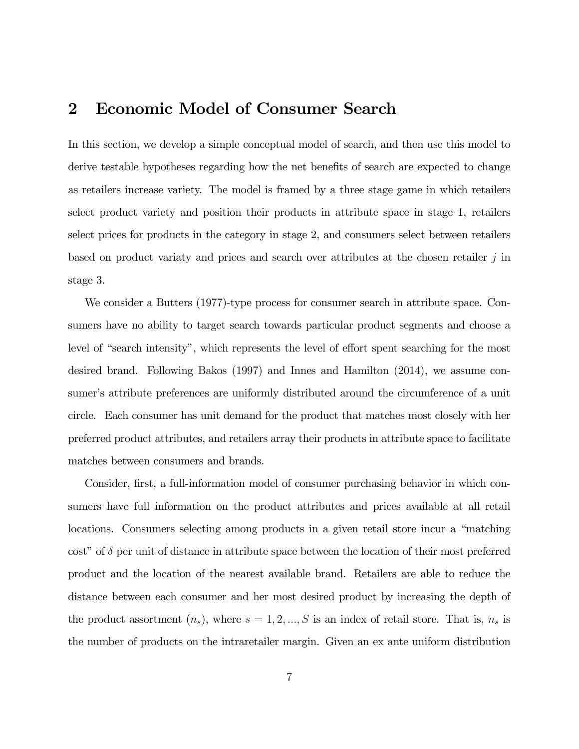# 2 Economic Model of Consumer Search

In this section, we develop a simple conceptual model of search, and then use this model to derive testable hypotheses regarding how the net benefits of search are expected to change as retailers increase variety. The model is framed by a three stage game in which retailers select product variety and position their products in attribute space in stage 1, retailers select prices for products in the category in stage 2, and consumers select between retailers based on product variaty and prices and search over attributes at the chosen retailer $j$ in stage 3.

We consider a Butters (1977)-type process for consumer search in attribute space. Consumers have no ability to target search towards particular product segments and choose a level of "search intensity", which represents the level of effort spent searching for the most desired brand. Following Bakos (1997) and Innes and Hamilton (2014), we assume consumer's attribute preferences are uniformly distributed around the circumference of a unit circle. Each consumer has unit demand for the product that matches most closely with her preferred product attributes, and retailers array their products in attribute space to facilitate matches between consumers and brands.

Consider, first, a full-information model of consumer purchasing behavior in which consumers have full information on the product attributes and prices available at all retail locations. Consumers selecting among products in a given retail store incur a "matching cost" of $\delta$ per unit of distance in attribute space between the location of their most preferred product and the location of the nearest available brand. Retailers are able to reduce the distance between each consumer and her most desired product by increasing the depth of the product assortment ($n_s$), where $s = 1, 2, ..., S$ is an index of retail store. That is, $n_s$ is the number of products on the intraretailer margin. Given an ex ante uniform distribution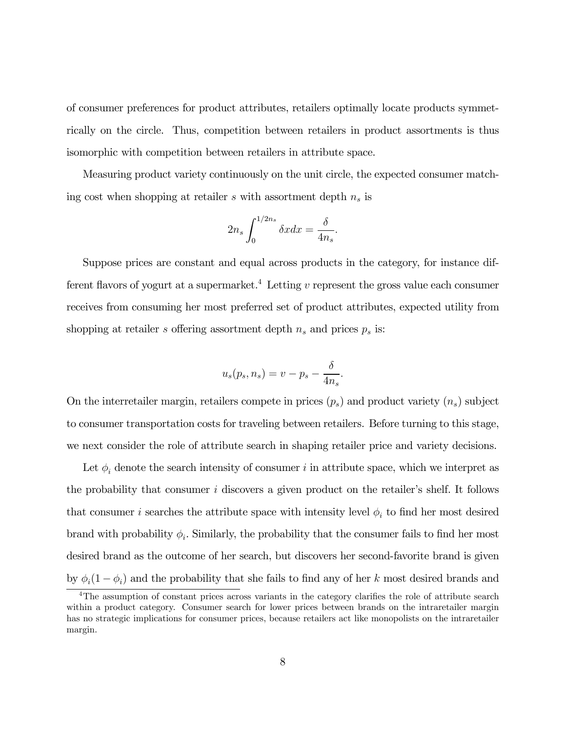of consumer preferences for product attributes, retailers optimally locate products symmetrically on the circle. Thus, competition between retailers in product assortments is thus isomorphic with competition between retailers in attribute space.

Measuring product variety continuously on the unit circle, the expected consumer matching cost when shopping at retailer $s$ with assortment depth $n_s$ is

$$2n_s \int_0^{1/2n_s} \delta x dx = \frac{\delta}{4n_s}.$$

Suppose prices are constant and equal across products in the category, for instance different flavors of yogurt at a supermarket.[4] Letting $v$ represent the gross value each consumer receives from consuming her most preferred set of product attributes, expected utility from shopping at retailer $s$ offering assortment depth $n_s$ and prices $p_s$ is:

$$u_s(p_s, n_s) = v - p_s - \frac{\delta}{4n_s}.$$

On the interretailer margin, retailers compete in prices ($p_s$) and product variety ($n_s$) subject to consumer transportation costs for traveling between retailers. Before turning to this stage, we next consider the role of attribute search in shaping retailer price and variety decisions.

Let $\phi_i$ denote the search intensity of consumer $i$ in attribute space, which we interpret as the probability that consumer $i$ discovers a given product on the retailer's shelf. It follows that consumer $i$ searches the attribute space with intensity level $\phi_i$ to find her most desired brand with probability $\phi_i$. Similarly, the probability that the consumer fails to find her most desired brand as the outcome of her search, but discovers her second-favorite brand is given by $\phi_i(1 - \phi_i)$ and the probability that she fails to find any of her $k$ most desired brands and

[4] The assumption of constant prices across variants in the category clarifies the role of attribute search within a product category. Consumer search for lower prices between brands on the intraretailer margin has no strategic implications for consumer prices, because retailers act like monopolists on the intraretailer margin.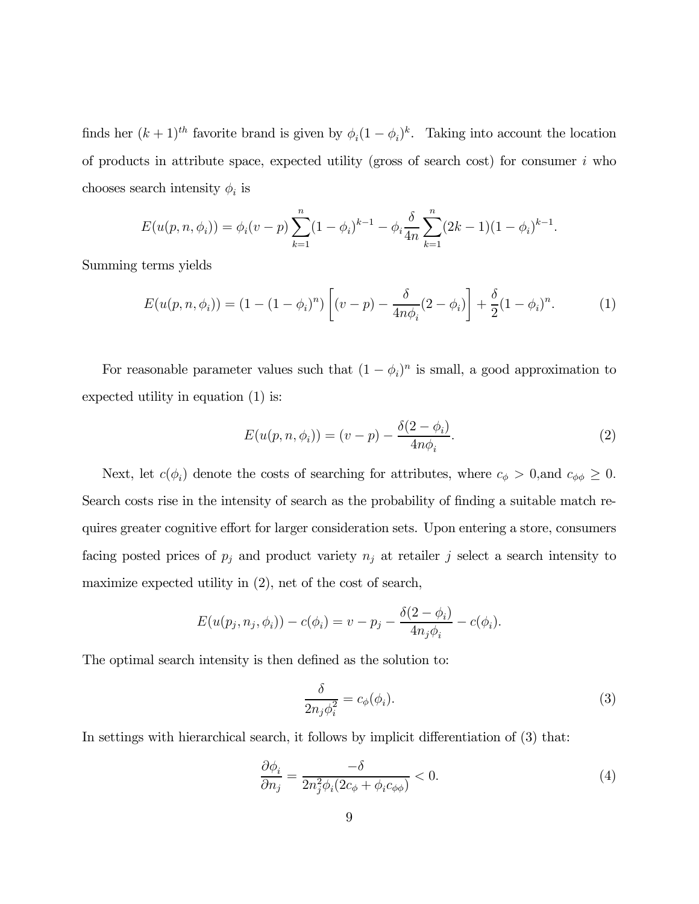finds her $(k+1)^{th}$ favorite brand is given by $\phi_i(1-\phi_i)^k$. Taking into account the location of products in attribute space, expected utility (gross of search cost) for consumer $i$ who chooses search intensity $\phi_i$ is

$$E(u(p,n,\phi_i)) = \phi_i(v-p)\sum_{k=1}^{n}(1-\phi_i)^{k-1} - \phi_i\frac{\delta}{4n}\sum_{k=1}^{n}(2k-1)(1-\phi_i)^{k-1}.$$

Summing terms yields

$$E(u(p,n,\phi_i)) = (1-(1-\phi_i)^n)\left[(v-p) - \frac{\delta}{4n\phi_i}(2-\phi_i)\right] + \frac{\delta}{2}(1-\phi_i)^n. \tag{1}$$

For reasonable parameter values such that $(1-\phi_i)^n$ is small, a good approximation to expected utility in equation (1) is:

$$E(u(p,n,\phi_i)) = (v-p) - \frac{\delta(2-\phi_i)}{4n\phi_i}. \tag{2}$$

Next, let $c(\phi_i)$ denote the costs of searching for attributes, where $c_\phi > 0$,and $c_{\phi\phi} \geq 0$. Search costs rise in the intensity of search as the probability of finding a suitable match requires greater cognitive effort for larger consideration sets. Upon entering a store, consumers facing posted prices of $p_j$ and product variety $n_j$ at retailer $j$ select a search intensity to maximize expected utility in (2), net of the cost of search,

$$E(u(p_j,n_j,\phi_i)) - c(\phi_i) = v - p_j - \frac{\delta(2-\phi_i)}{4n_j\phi_i} - c(\phi_i).$$

The optimal search intensity is then defined as the solution to:

$$\frac{\delta}{2n_j\phi_i^2} = c_\phi(\phi_i). \tag{3}$$

In settings with hierarchical search, it follows by implicit differentiation of (3) that:

$$\frac{\partial\phi_i}{\partial n_j} = \frac{-\delta}{2n_j^2\phi_i(2c_\phi + \phi_i c_{\phi\phi})} < 0. \tag{4}$$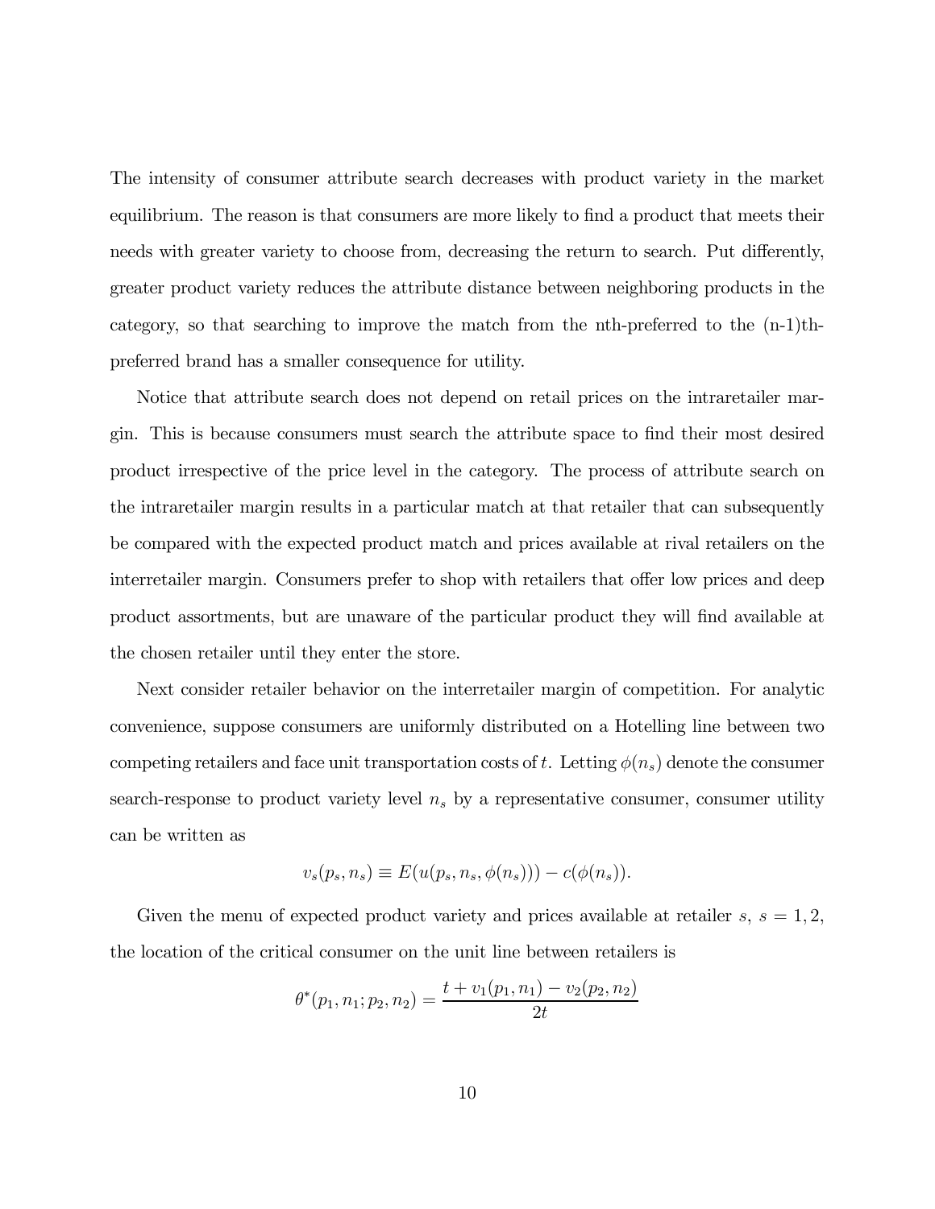The intensity of consumer attribute search decreases with product variety in the market equilibrium. The reason is that consumers are more likely to find a product that meets their needs with greater variety to choose from, decreasing the return to search. Put differently, greater product variety reduces the attribute distance between neighboring products in the category, so that searching to improve the match from the nth-preferred to the (n-1)th-preferred brand has a smaller consequence for utility.

Notice that attribute search does not depend on retail prices on the intraretailer margin. This is because consumers must search the attribute space to find their most desired product irrespective of the price level in the category. The process of attribute search on the intraretailer margin results in a particular match at that retailer that can subsequently be compared with the expected product match and prices available at rival retailers on the interretailer margin. Consumers prefer to shop with retailers that offer low prices and deep product assortments, but are unaware of the particular product they will find available at the chosen retailer until they enter the store.

Next consider retailer behavior on the interretailer margin of competition. For analytic convenience, suppose consumers are uniformly distributed on a Hotelling line between two competing retailers and face unit transportation costs of $t$. Letting $\phi(n_s)$ denote the consumer search-response to product variety level $n_s$ by a representative consumer, consumer utility can be written as

$$v_s(p_s, n_s) \equiv E(u(p_s, n_s, \phi(n_s))) - c(\phi(n_s)).$$

Given the menu of expected product variety and prices available at retailer $s$, $s = 1, 2$, the location of the critical consumer on the unit line between retailers is

$$\theta^*(p_1, n_1; p_2, n_2) = \frac{t + v_1(p_1, n_1) - v_2(p_2, n_2)}{2t}$$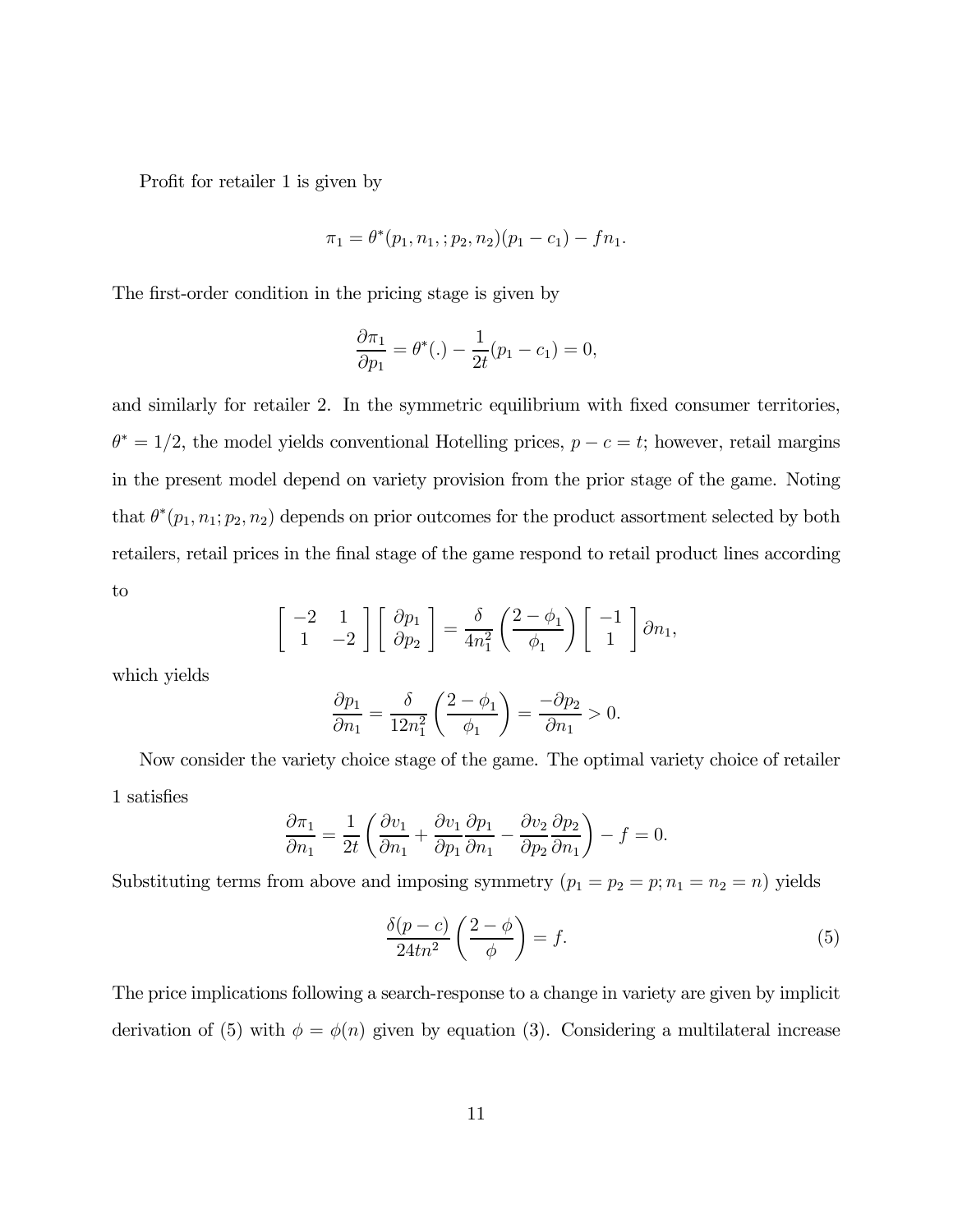Profit for retailer 1 is given by

$$\pi_1 = \theta^*(p_1, n_1, ; p_2, n_2)(p_1 - c_1) - fn_1.$$

The first-order condition in the pricing stage is given by

$$\frac{\partial \pi_1}{\partial p_1} = \theta^*(.) - \frac{1}{2t}(p_1 - c_1) = 0,$$

and similarly for retailer 2. In the symmetric equilibrium with fixed consumer territories, $\theta^* = 1/2$, the model yields conventional Hotelling prices, $p - c = t$; however, retail margins in the present model depend on variety provision from the prior stage of the game. Noting that $\theta^*(p_1, n_1; p_2, n_2)$ depends on prior outcomes for the product assortment selected by both retailers, retail prices in the final stage of the game respond to retail product lines according to

$$\begin{bmatrix} -2 & 1 \\ 1 & -2 \end{bmatrix} \begin{bmatrix} \partial p_1 \\ \partial p_2 \end{bmatrix} = \frac{\delta}{4n_1^2} \left( \frac{2 - \phi_1}{\phi_1} \right) \begin{bmatrix} -1 \\ 1 \end{bmatrix} \partial n_1,$$

which yields

$$\frac{\partial p_1}{\partial n_1} = \frac{\delta}{12n_1^2} \left( \frac{2 - \phi_1}{\phi_1} \right) = \frac{-\partial p_2}{\partial n_1} > 0.$$

Now consider the variety choice stage of the game. The optimal variety choice of retailer 1 satisfies

$$\frac{\partial \pi_1}{\partial n_1} = \frac{1}{2t} \left( \frac{\partial v_1}{\partial n_1} + \frac{\partial v_1}{\partial p_1} \frac{\partial p_1}{\partial n_1} - \frac{\partial v_2}{\partial p_2} \frac{\partial p_2}{\partial n_1} \right) - f = 0.$$

Substituting terms from above and imposing symmetry ($p_1 = p_2 = p; n_1 = n_2 = n$) yields

$$\frac{\delta(p - c)}{24tn^2} \left( \frac{2 - \phi}{\phi} \right) = f. \tag{5}$$

The price implications following a search-response to a change in variety are given by implicit derivation of (5) with $\phi = \phi(n)$ given by equation (3). Considering a multilateral increase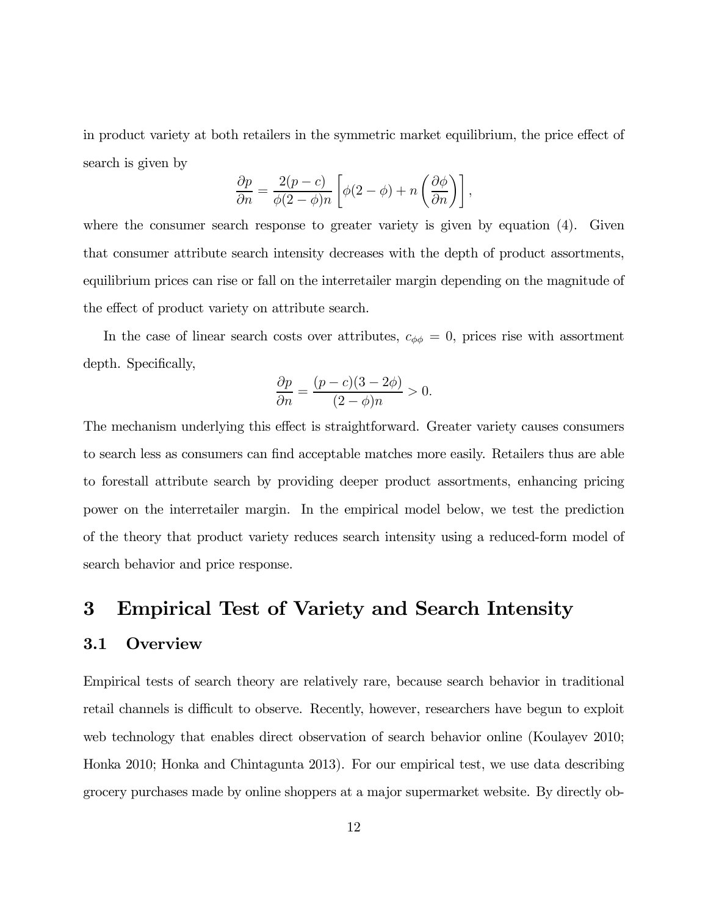in product variety at both retailers in the symmetric market equilibrium, the price effect of search is given by

$$\frac{\partial p}{\partial n} = \frac{2(p-c)}{\phi(2-\phi)n}\left[\phi(2-\phi) + n\left(\frac{\partial \phi}{\partial n}\right)\right],$$

where the consumer search response to greater variety is given by equation (4). Given that consumer attribute search intensity decreases with the depth of product assortments, equilibrium prices can rise or fall on the interretailer margin depending on the magnitude of the effect of product variety on attribute search.

In the case of linear search costs over attributes, $c_{\phi\phi} = 0$, prices rise with assortment depth. Specifically,

$$\frac{\partial p}{\partial n} = \frac{(p-c)(3-2\phi)}{(2-\phi)n} > 0.$$

The mechanism underlying this effect is straightforward. Greater variety causes consumers to search less as consumers can find acceptable matches more easily. Retailers thus are able to forestall attribute search by providing deeper product assortments, enhancing pricing power on the interretailer margin. In the empirical model below, we test the prediction of the theory that product variety reduces search intensity using a reduced-form model of search behavior and price response.

# 3 Empirical Test of Variety and Search Intensity

## 3.1 Overview

Empirical tests of search theory are relatively rare, because search behavior in traditional retail channels is difficult to observe. Recently, however, researchers have begun to exploit web technology that enables direct observation of search behavior online (Koulayev 2010; Honka 2010; Honka and Chintagunta 2013). For our empirical test, we use data describing grocery purchases made by online shoppers at a major supermarket website. By directly ob-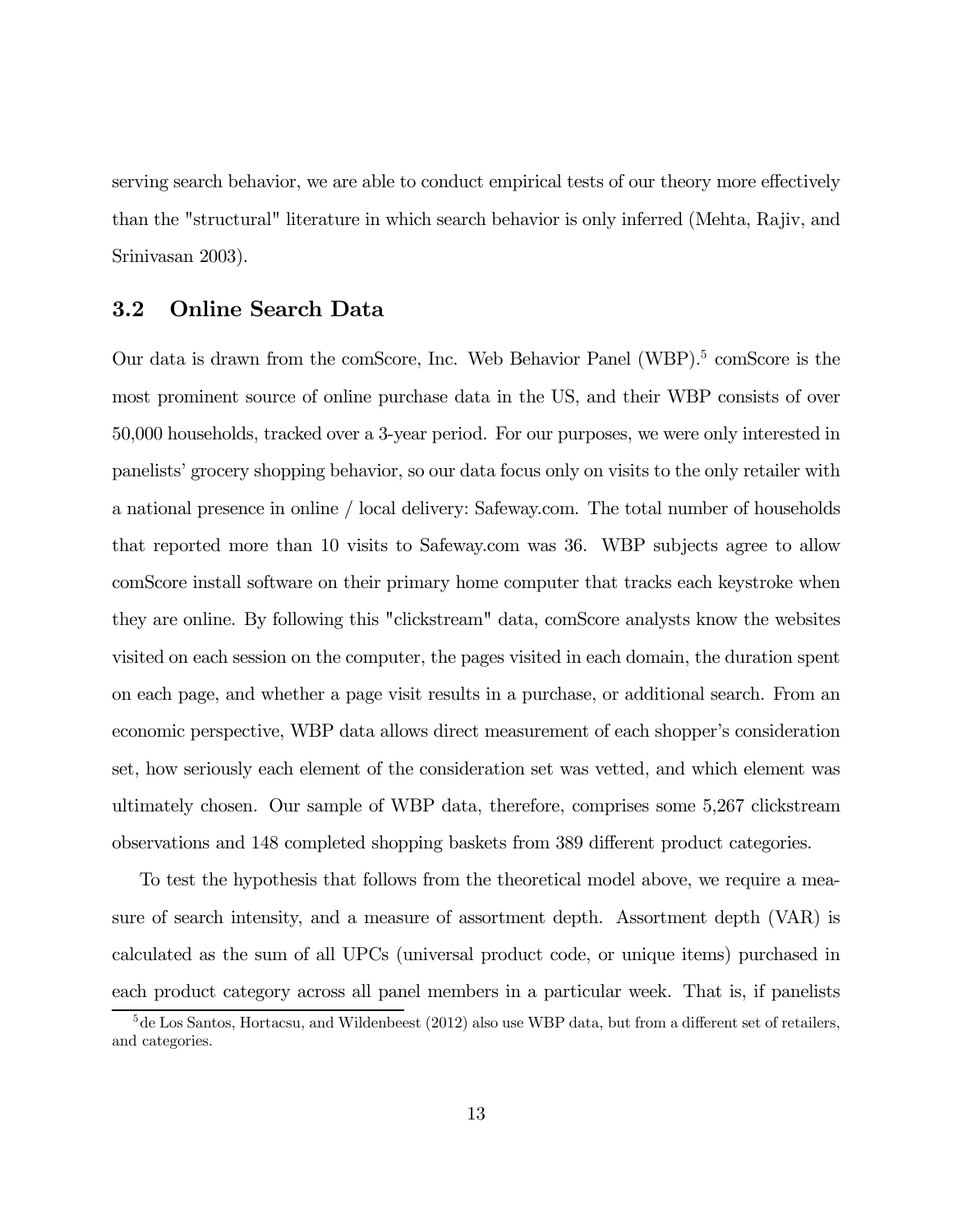serving search behavior, we are able to conduct empirical tests of our theory more effectively than the "structural" literature in which search behavior is only inferred (Mehta, Rajiv, and Srinivasan 2003).

## 3.2 Online Search Data

Our data is drawn from the comScore, Inc. Web Behavior Panel (WBP).[5] comScore is the most prominent source of online purchase data in the US, and their WBP consists of over 50,000 households, tracked over a 3-year period. For our purposes, we were only interested in panelists' grocery shopping behavior, so our data focus only on visits to the only retailer with a national presence in online / local delivery: Safeway.com. The total number of households that reported more than 10 visits to Safeway.com was 36. WBP subjects agree to allow comScore install software on their primary home computer that tracks each keystroke when they are online. By following this "clickstream" data, comScore analysts know the websites visited on each session on the computer, the pages visited in each domain, the duration spent on each page, and whether a page visit results in a purchase, or additional search. From an economic perspective, WBP data allows direct measurement of each shopper's consideration set, how seriously each element of the consideration set was vetted, and which element was ultimately chosen. Our sample of WBP data, therefore, comprises some 5,267 clickstream observations and 148 completed shopping baskets from 389 different product categories.

To test the hypothesis that follows from the theoretical model above, we require a measure of search intensity, and a measure of assortment depth. Assortment depth (VAR) is calculated as the sum of all UPCs (universal product code, or unique items) purchased in each product category across all panel members in a particular week. That is, if panelists

[5] de Los Santos, Hortacsu, and Wildenbeest (2012) also use WBP data, but from a different set of retailers, and categories.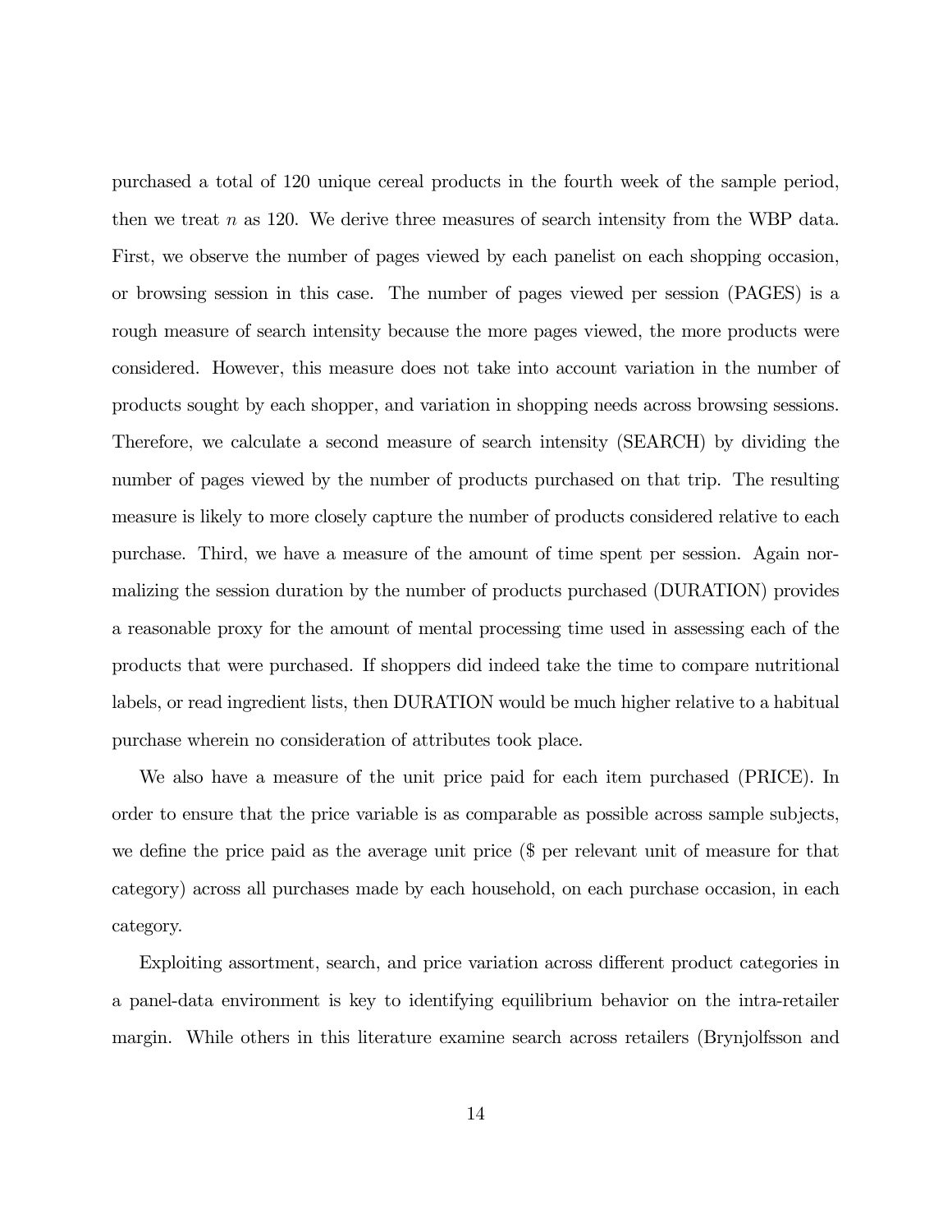purchased a total of 120 unique cereal products in the fourth week of the sample period, then we treat $n$ as 120. We derive three measures of search intensity from the WBP data. First, we observe the number of pages viewed by each panelist on each shopping occasion, or browsing session in this case. The number of pages viewed per session (PAGES) is a rough measure of search intensity because the more pages viewed, the more products were considered. However, this measure does not take into account variation in the number of products sought by each shopper, and variation in shopping needs across browsing sessions. Therefore, we calculate a second measure of search intensity (SEARCH) by dividing the number of pages viewed by the number of products purchased on that trip. The resulting measure is likely to more closely capture the number of products considered relative to each purchase. Third, we have a measure of the amount of time spent per session. Again normalizing the session duration by the number of products purchased (DURATION) provides a reasonable proxy for the amount of mental processing time used in assessing each of the products that were purchased. If shoppers did indeed take the time to compare nutritional labels, or read ingredient lists, then DURATION would be much higher relative to a habitual purchase wherein no consideration of attributes took place.

We also have a measure of the unit price paid for each item purchased (PRICE). In order to ensure that the price variable is as comparable as possible across sample subjects, we define the price paid as the average unit price ($ per relevant unit of measure for that category) across all purchases made by each household, on each purchase occasion, in each category.

Exploiting assortment, search, and price variation across different product categories in a panel-data environment is key to identifying equilibrium behavior on the intra-retailer margin. While others in this literature examine search across retailers (Brynjolfsson and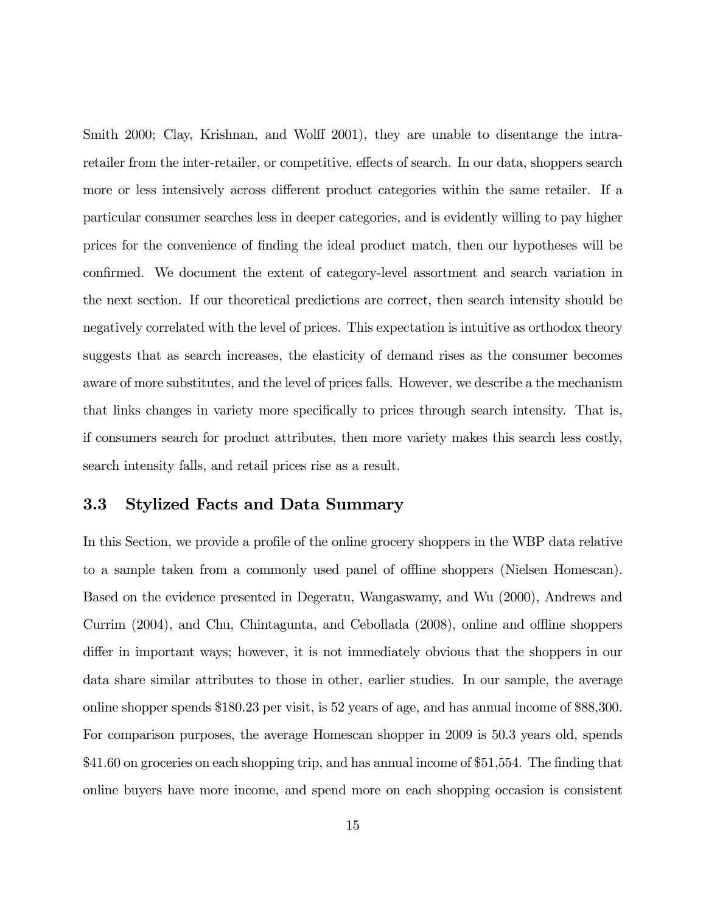Smith 2000; Clay, Krishnan, and Wolff 2001), they are unable to disentange the intra-retailer from the inter-retailer, or competitive, effects of search. In our data, shoppers search more or less intensively across different product categories within the same retailer. If a particular consumer searches less in deeper categories, and is evidently willing to pay higher prices for the convenience of finding the ideal product match, then our hypotheses will be confirmed. We document the extent of category-level assortment and search variation in the next section. If our theoretical predictions are correct, then search intensity should be negatively correlated with the level of prices. This expectation is intuitive as orthodox theory suggests that as search increases, the elasticity of demand rises as the consumer becomes aware of more substitutes, and the level of prices falls. However, we describe a the mechanism that links changes in variety more specifically to prices through search intensity. That is, if consumers search for product attributes, then more variety makes this search less costly, search intensity falls, and retail prices rise as a result.

### 3.3 Stylized Facts and Data Summary

In this Section, we provide a profile of the online grocery shoppers in the WBP data relative to a sample taken from a commonly used panel of offline shoppers (Nielsen Homescan). Based on the evidence presented in Degeratu, Wangaswamy, and Wu (2000), Andrews and Currim (2004), and Chu, Chintagunta, and Cebollada (2008), online and offline shoppers differ in important ways; however, it is not immediately obvious that the shoppers in our data share similar attributes to those in other, earlier studies. In our sample, the average online shopper spends $180.23 per visit, is 52 years of age, and has annual income of $88,300. For comparison purposes, the average Homescan shopper in 2009 is 50.3 years old, spends $41.60 on groceries on each shopping trip, and has annual income of $51,554. The finding that online buyers have more income, and spend more on each shopping occasion is consistent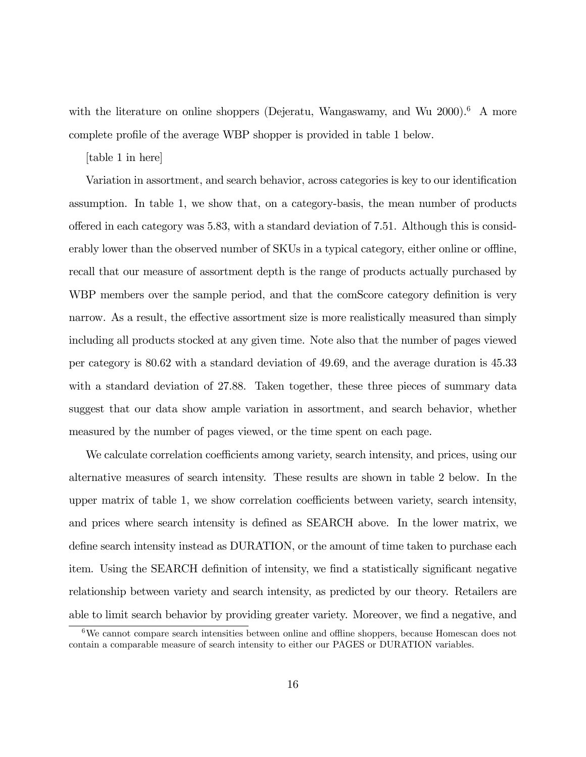with the literature on online shoppers (Dejeratu, Wangaswamy, and Wu 2000).[6] A more complete profile of the average WBP shopper is provided in table 1 below.

[table 1 in here]

Variation in assortment, and search behavior, across categories is key to our identification assumption. In table 1, we show that, on a category-basis, the mean number of products offered in each category was 5.83, with a standard deviation of 7.51. Although this is considerably lower than the observed number of SKUs in a typical category, either online or offline, recall that our measure of assortment depth is the range of products actually purchased by WBP members over the sample period, and that the comScore category definition is very narrow. As a result, the effective assortment size is more realistically measured than simply including all products stocked at any given time. Note also that the number of pages viewed per category is 80.62 with a standard deviation of 49.69, and the average duration is 45.33 with a standard deviation of 27.88. Taken together, these three pieces of summary data suggest that our data show ample variation in assortment, and search behavior, whether measured by the number of pages viewed, or the time spent on each page.

We calculate correlation coefficients among variety, search intensity, and prices, using our alternative measures of search intensity. These results are shown in table 2 below. In the upper matrix of table 1, we show correlation coefficients between variety, search intensity, and prices where search intensity is defined as SEARCH above. In the lower matrix, we define search intensity instead as DURATION, or the amount of time taken to purchase each item. Using the SEARCH definition of intensity, we find a statistically significant negative relationship between variety and search intensity, as predicted by our theory. Retailers are able to limit search behavior by providing greater variety. Moreover, we find a negative, and

[6] We cannot compare search intensities between online and offline shoppers, because Homescan does not contain a comparable measure of search intensity to either our PAGES or DURATION variables.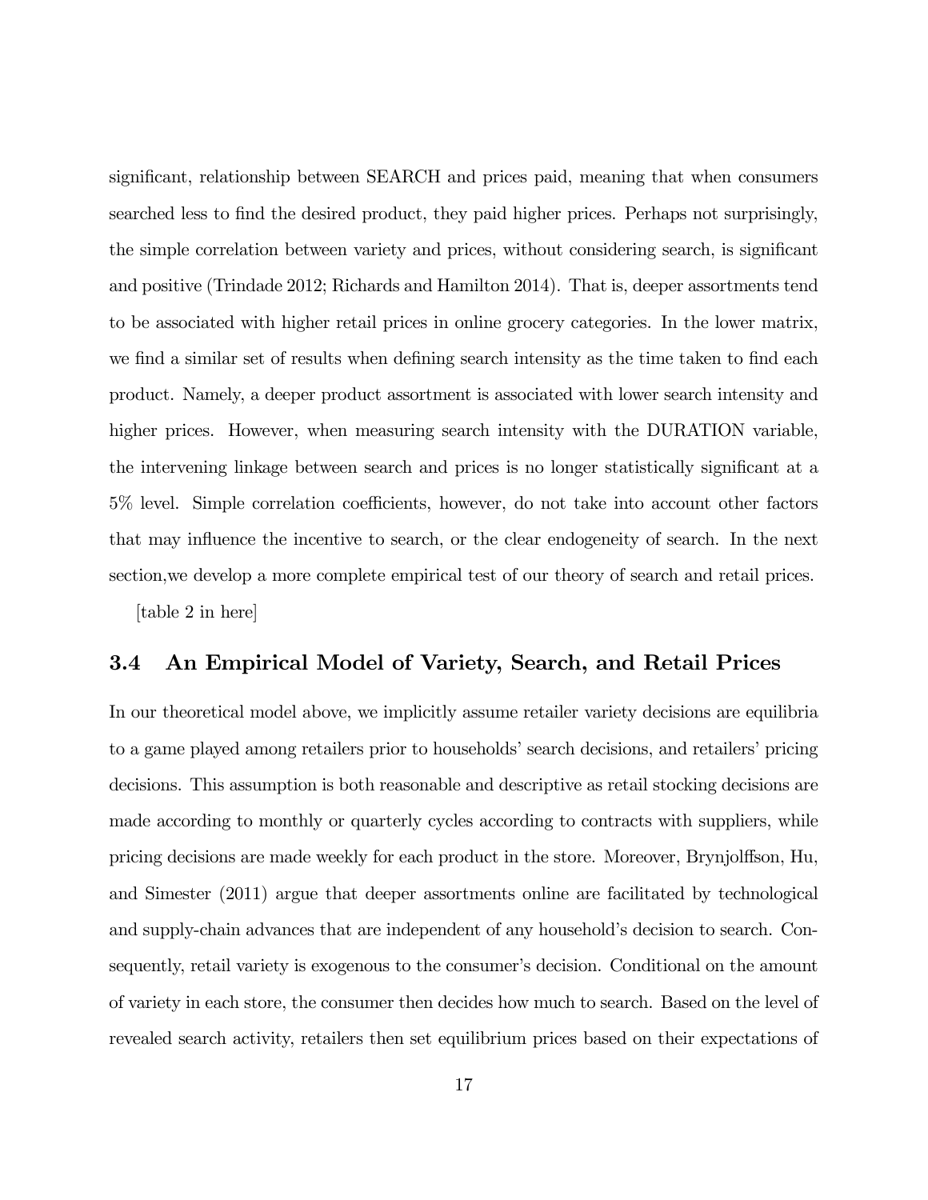significant, relationship between SEARCH and prices paid, meaning that when consumers searched less to find the desired product, they paid higher prices. Perhaps not surprisingly, the simple correlation between variety and prices, without considering search, is significant and positive (Trindade 2012; Richards and Hamilton 2014). That is, deeper assortments tend to be associated with higher retail prices in online grocery categories. In the lower matrix, we find a similar set of results when defining search intensity as the time taken to find each product. Namely, a deeper product assortment is associated with lower search intensity and higher prices. However, when measuring search intensity with the DURATION variable, the intervening linkage between search and prices is no longer statistically significant at a 5% level. Simple correlation coefficients, however, do not take into account other factors that may influence the incentive to search, or the clear endogeneity of search. In the next section,we develop a more complete empirical test of our theory of search and retail prices.

[table 2 in here]

### 3.4 An Empirical Model of Variety, Search, and Retail Prices

In our theoretical model above, we implicitly assume retailer variety decisions are equilibria to a game played among retailers prior to households' search decisions, and retailers' pricing decisions. This assumption is both reasonable and descriptive as retail stocking decisions are made according to monthly or quarterly cycles according to contracts with suppliers, while pricing decisions are made weekly for each product in the store. Moreover, Brynjolffson, Hu, and Simester (2011) argue that deeper assortments online are facilitated by technological and supply-chain advances that are independent of any household's decision to search. Consequently, retail variety is exogenous to the consumer's decision. Conditional on the amount of variety in each store, the consumer then decides how much to search. Based on the level of revealed search activity, retailers then set equilibrium prices based on their expectations of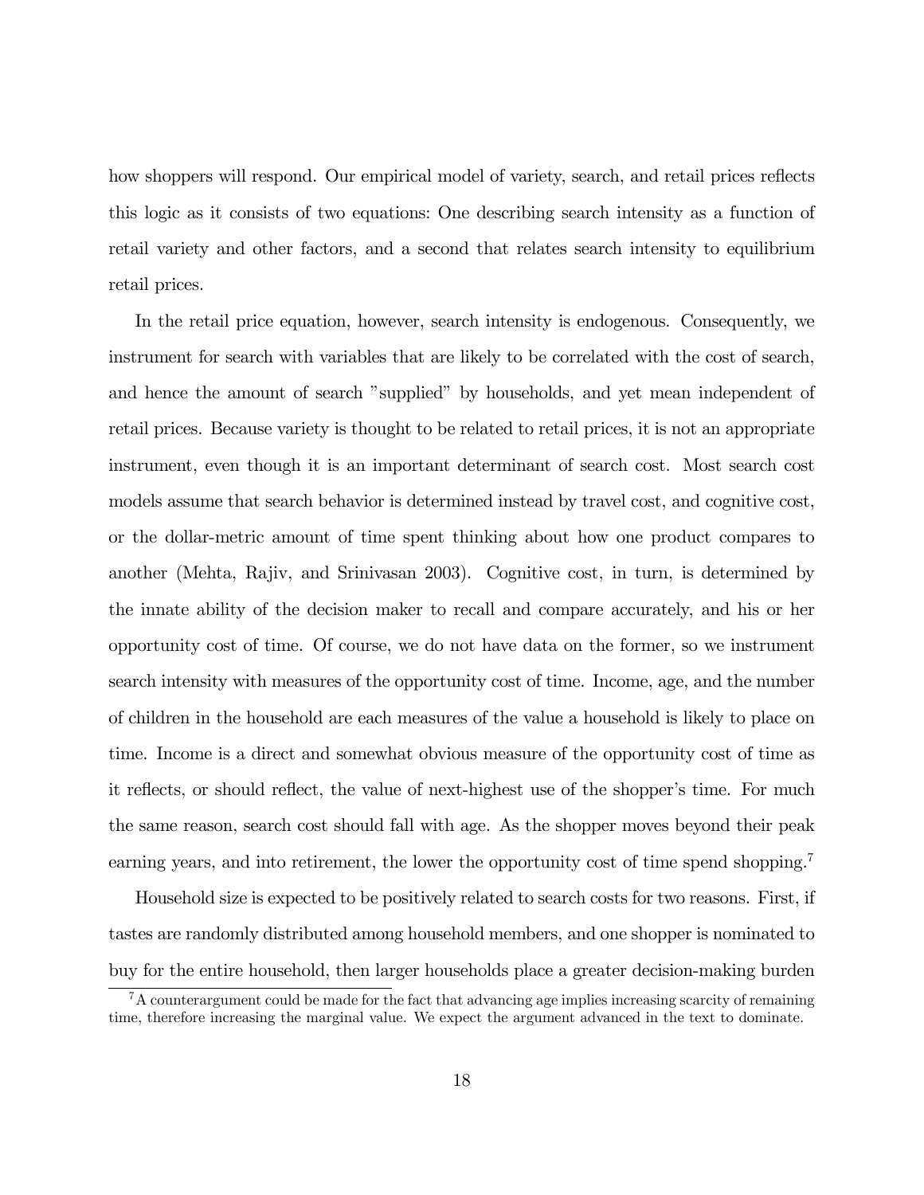how shoppers will respond. Our empirical model of variety, search, and retail prices reflects this logic as it consists of two equations: One describing search intensity as a function of retail variety and other factors, and a second that relates search intensity to equilibrium retail prices.

In the retail price equation, however, search intensity is endogenous. Consequently, we instrument for search with variables that are likely to be correlated with the cost of search, and hence the amount of search "supplied" by households, and yet mean independent of retail prices. Because variety is thought to be related to retail prices, it is not an appropriate instrument, even though it is an important determinant of search cost. Most search cost models assume that search behavior is determined instead by travel cost, and cognitive cost, or the dollar-metric amount of time spent thinking about how one product compares to another (Mehta, Rajiv, and Srinivasan 2003). Cognitive cost, in turn, is determined by the innate ability of the decision maker to recall and compare accurately, and his or her opportunity cost of time. Of course, we do not have data on the former, so we instrument search intensity with measures of the opportunity cost of time. Income, age, and the number of children in the household are each measures of the value a household is likely to place on time. Income is a direct and somewhat obvious measure of the opportunity cost of time as it reflects, or should reflect, the value of next-highest use of the shopper's time. For much the same reason, search cost should fall with age. As the shopper moves beyond their peak earning years, and into retirement, the lower the opportunity cost of time spend shopping.[7]

Household size is expected to be positively related to search costs for two reasons. First, if tastes are randomly distributed among household members, and one shopper is nominated to buy for the entire household, then larger households place a greater decision-making burden

[7] A counterargument could be made for the fact that advancing age implies increasing scarcity of remaining time, therefore increasing the marginal value. We expect the argument advanced in the text to dominate.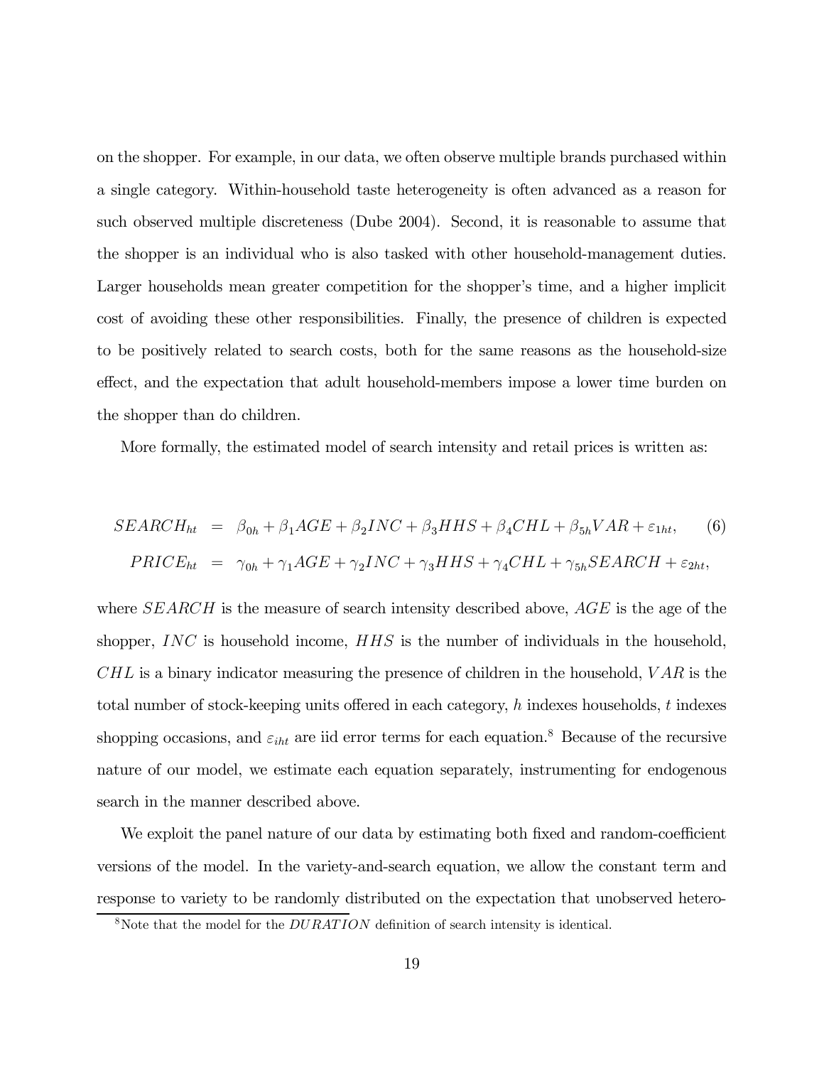on the shopper. For example, in our data, we often observe multiple brands purchased within a single category. Within-household taste heterogeneity is often advanced as a reason for such observed multiple discreteness (Dube 2004). Second, it is reasonable to assume that the shopper is an individual who is also tasked with other household-management duties. Larger households mean greater competition for the shopper's time, and a higher implicit cost of avoiding these other responsibilities. Finally, the presence of children is expected to be positively related to search costs, both for the same reasons as the household-size effect, and the expectation that adult household-members impose a lower time burden on the shopper than do children.

More formally, the estimated model of search intensity and retail prices is written as:

$$
\begin{aligned}
SEARCH_{ht} &= \beta_{0h} + \beta_1 AGE + \beta_2 INC + \beta_3 HHS + \beta_4 CHL + \beta_{5h} VAR + \varepsilon_{1ht}, \qquad (6) \\
PRICE_{ht} &= \gamma_{0h} + \gamma_1 AGE + \gamma_2 INC + \gamma_3 HHS + \gamma_4 CHL + \gamma_{5h} SEARCH + \varepsilon_{2ht},
\end{aligned}
$$

where $SEARCH$ is the measure of search intensity described above, $AGE$ is the age of the shopper, $INC$ is household income, $HHS$ is the number of individuals in the household, $CHL$ is a binary indicator measuring the presence of children in the household, $VAR$ is the total number of stock-keeping units offered in each category, $h$ indexes households, $t$ indexes shopping occasions, and $\varepsilon_{iht}$ are iid error terms for each equation.[8] Because of the recursive nature of our model, we estimate each equation separately, instrumenting for endogenous search in the manner described above.

We exploit the panel nature of our data by estimating both fixed and random-coefficient versions of the model. In the variety-and-search equation, we allow the constant term and response to variety to be randomly distributed on the expectation that unobserved hetero-

[8] Note that the model for the $DURATION$ definition of search intensity is identical.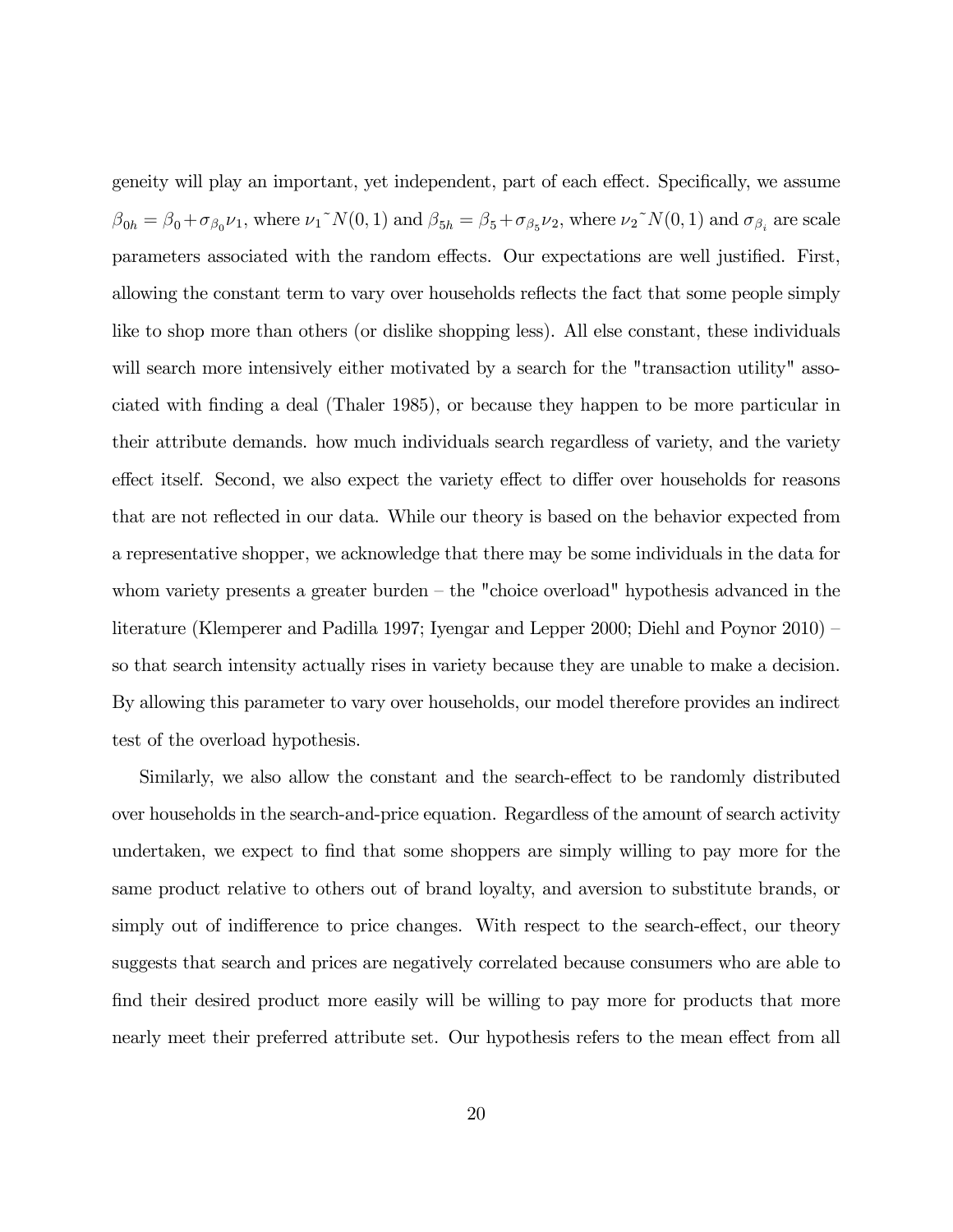geneity will play an important, yet independent, part of each effect. Specifically, we assume $\beta_{0h} = \beta_0 + \sigma_{\beta_0}\nu_1$, where $\nu_1$˜$N(0,1)$ and $\beta_{5h} = \beta_5 + \sigma_{\beta_5}\nu_2$, where $\nu_2$˜$N(0,1)$ and $\sigma_{\beta_i}$ are scale parameters associated with the random effects. Our expectations are well justified. First, allowing the constant term to vary over households reflects the fact that some people simply like to shop more than others (or dislike shopping less). All else constant, these individuals will search more intensively either motivated by a search for the "transaction utility" associated with finding a deal (Thaler 1985), or because they happen to be more particular in their attribute demands. how much individuals search regardless of variety, and the variety effect itself. Second, we also expect the variety effect to differ over households for reasons that are not reflected in our data. While our theory is based on the behavior expected from a representative shopper, we acknowledge that there may be some individuals in the data for whom variety presents a greater burden – the "choice overload" hypothesis advanced in the literature (Klemperer and Padilla 1997; Iyengar and Lepper 2000; Diehl and Poynor 2010) – so that search intensity actually rises in variety because they are unable to make a decision. By allowing this parameter to vary over households, our model therefore provides an indirect test of the overload hypothesis.

Similarly, we also allow the constant and the search-effect to be randomly distributed over households in the search-and-price equation. Regardless of the amount of search activity undertaken, we expect to find that some shoppers are simply willing to pay more for the same product relative to others out of brand loyalty, and aversion to substitute brands, or simply out of indifference to price changes. With respect to the search-effect, our theory suggests that search and prices are negatively correlated because consumers who are able to find their desired product more easily will be willing to pay more for products that more nearly meet their preferred attribute set. Our hypothesis refers to the mean effect from all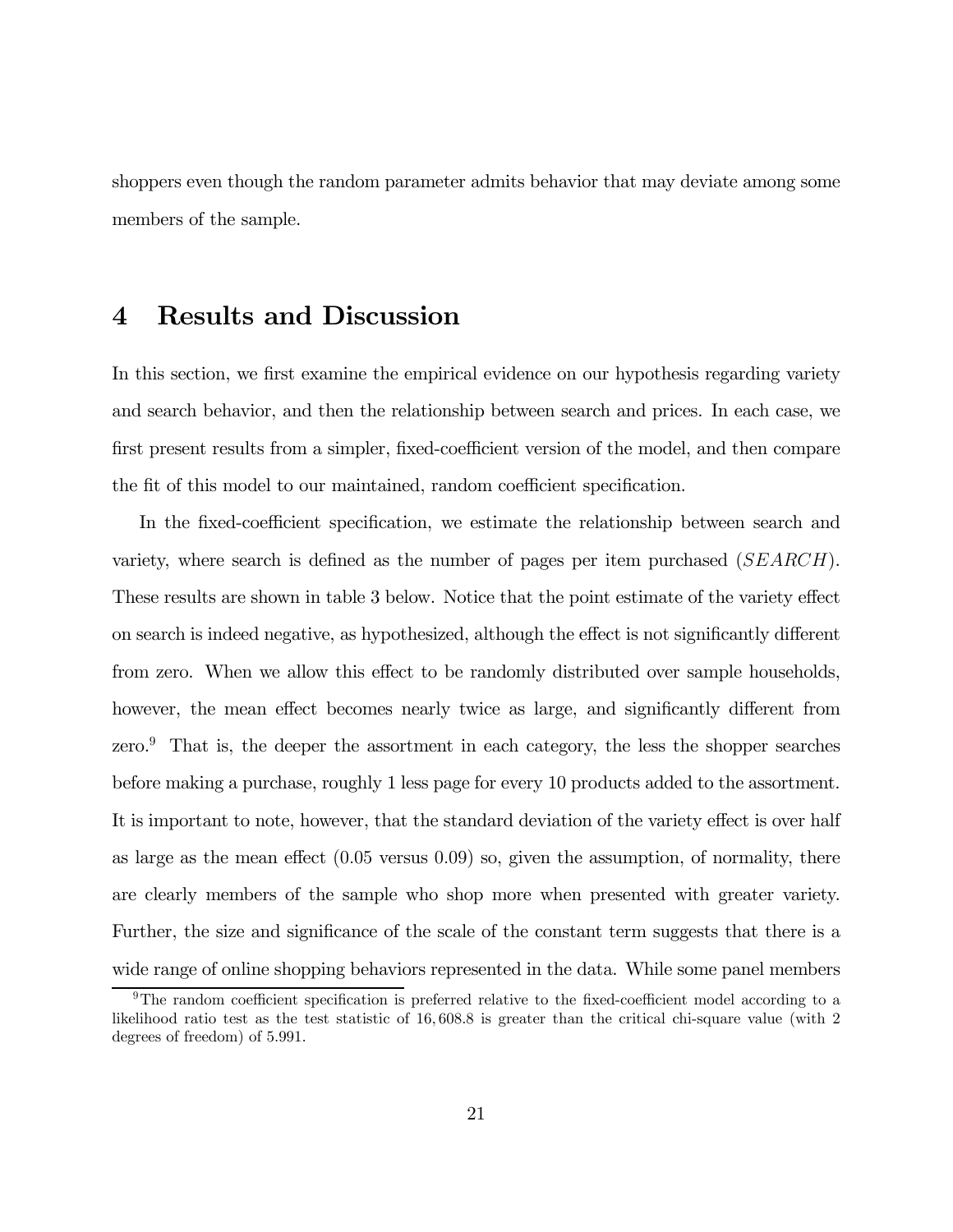shoppers even though the random parameter admits behavior that may deviate among some members of the sample.

# 4 Results and Discussion

In this section, we first examine the empirical evidence on our hypothesis regarding variety and search behavior, and then the relationship between search and prices. In each case, we first present results from a simpler, fixed-coefficient version of the model, and then compare the fit of this model to our maintained, random coefficient specification.

In the fixed-coefficient specification, we estimate the relationship between search and variety, where search is defined as the number of pages per item purchased ($SEARCH$). These results are shown in table 3 below. Notice that the point estimate of the variety effect on search is indeed negative, as hypothesized, although the effect is not significantly different from zero. When we allow this effect to be randomly distributed over sample households, however, the mean effect becomes nearly twice as large, and significantly different from zero.[9] That is, the deeper the assortment in each category, the less the shopper searches before making a purchase, roughly 1 less page for every 10 products added to the assortment. It is important to note, however, that the standard deviation of the variety effect is over half as large as the mean effect (0.05 versus 0.09) so, given the assumption, of normality, there are clearly members of the sample who shop more when presented with greater variety. Further, the size and significance of the scale of the constant term suggests that there is a wide range of online shopping behaviors represented in the data. While some panel members

[9] The random coefficient specification is preferred relative to the fixed-coefficient model according to a likelihood ratio test as the test statistic of 16,608.8 is greater than the critical chi-square value (with 2 degrees of freedom) of 5.991.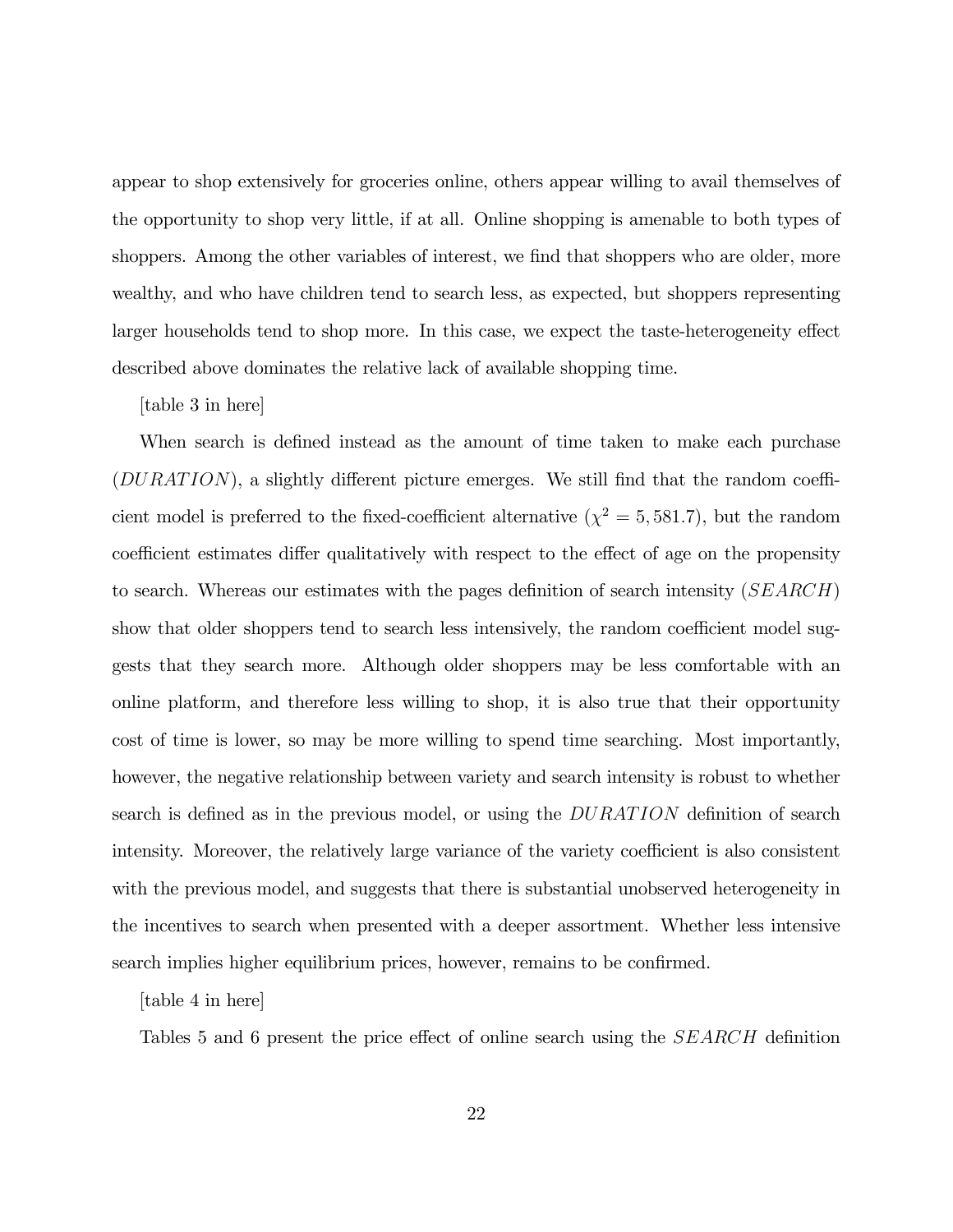appear to shop extensively for groceries online, others appear willing to avail themselves of the opportunity to shop very little, if at all. Online shopping is amenable to both types of shoppers. Among the other variables of interest, we find that shoppers who are older, more wealthy, and who have children tend to search less, as expected, but shoppers representing larger households tend to shop more. In this case, we expect the taste-heterogeneity effect described above dominates the relative lack of available shopping time.

[table 3 in here]

When search is defined instead as the amount of time taken to make each purchase ($DURATION$), a slightly different picture emerges. We still find that the random coefficient model is preferred to the fixed-coefficient alternative ($\chi^2 = 5,581.7$), but the random coefficient estimates differ qualitatively with respect to the effect of age on the propensity to search. Whereas our estimates with the pages definition of search intensity ($SEARCH$) show that older shoppers tend to search less intensively, the random coefficient model suggests that they search more. Although older shoppers may be less comfortable with an online platform, and therefore less willing to shop, it is also true that their opportunity cost of time is lower, so may be more willing to spend time searching. Most importantly, however, the negative relationship between variety and search intensity is robust to whether search is defined as in the previous model, or using the $DURATION$ definition of search intensity. Moreover, the relatively large variance of the variety coefficient is also consistent with the previous model, and suggests that there is substantial unobserved heterogeneity in the incentives to search when presented with a deeper assortment. Whether less intensive search implies higher equilibrium prices, however, remains to be confirmed.

[table 4 in here]

Tables 5 and 6 present the price effect of online search using the $SEARCH$ definition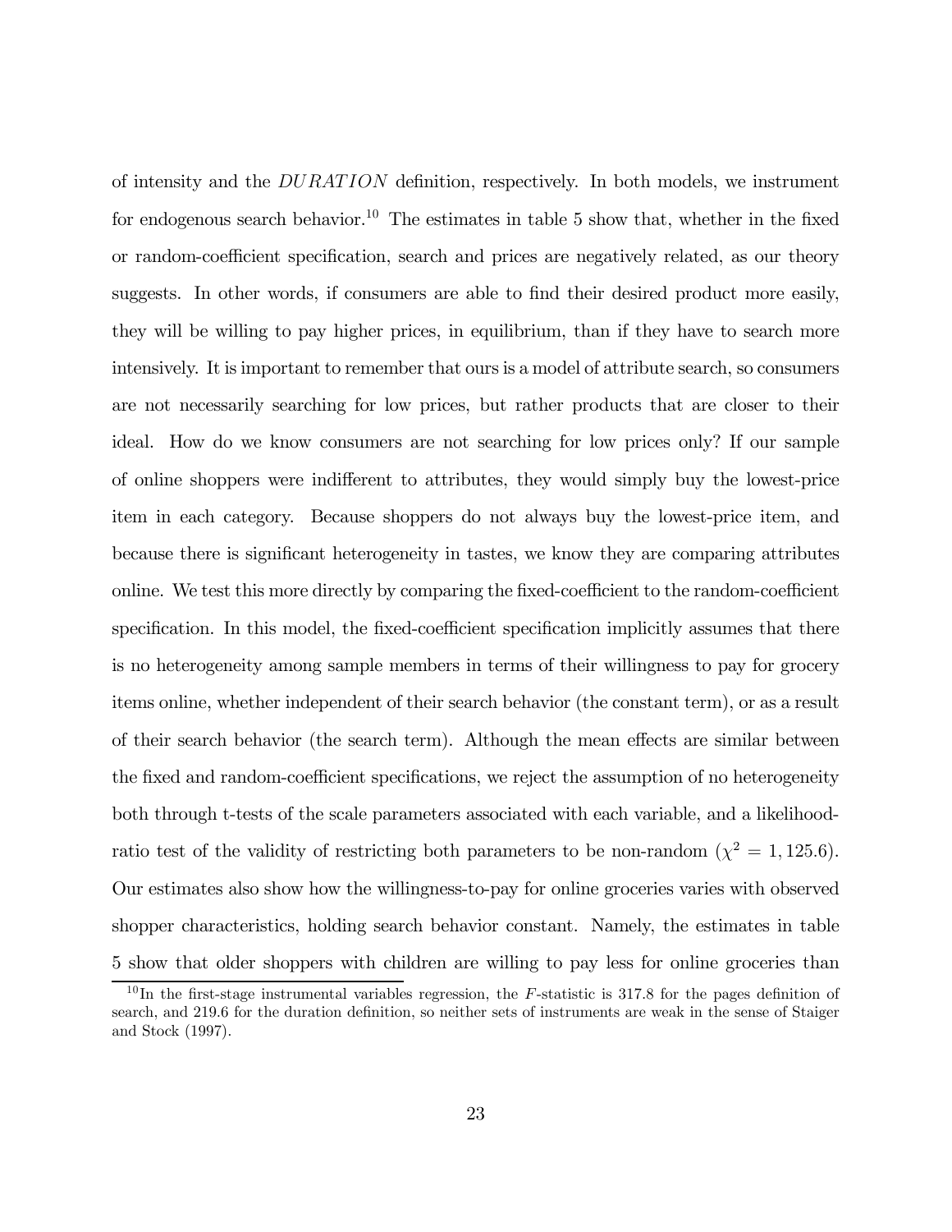of intensity and the $DURATION$ definition, respectively. In both models, we instrument for endogenous search behavior.[10] The estimates in table 5 show that, whether in the fixed or random-coefficient specification, search and prices are negatively related, as our theory suggests. In other words, if consumers are able to find their desired product more easily, they will be willing to pay higher prices, in equilibrium, than if they have to search more intensively. It is important to remember that ours is a model of attribute search, so consumers are not necessarily searching for low prices, but rather products that are closer to their ideal. How do we know consumers are not searching for low prices only? If our sample of online shoppers were indifferent to attributes, they would simply buy the lowest-price item in each category. Because shoppers do not always buy the lowest-price item, and because there is significant heterogeneity in tastes, we know they are comparing attributes online. We test this more directly by comparing the fixed-coefficient to the random-coefficient specification. In this model, the fixed-coefficient specification implicitly assumes that there is no heterogeneity among sample members in terms of their willingness to pay for grocery items online, whether independent of their search behavior (the constant term), or as a result of their search behavior (the search term). Although the mean effects are similar between the fixed and random-coefficient specifications, we reject the assumption of no heterogeneity both through t-tests of the scale parameters associated with each variable, and a likelihood-ratio test of the validity of restricting both parameters to be non-random ($\chi^2 = 1,125.6$). Our estimates also show how the willingness-to-pay for online groceries varies with observed shopper characteristics, holding search behavior constant. Namely, the estimates in table 5 show that older shoppers with children are willing to pay less for online groceries than

[10] In the first-stage instrumental variables regression, the $F$-statistic is 317.8 for the pages definition of search, and 219.6 for the duration definition, so neither sets of instruments are weak in the sense of Staiger and Stock (1997).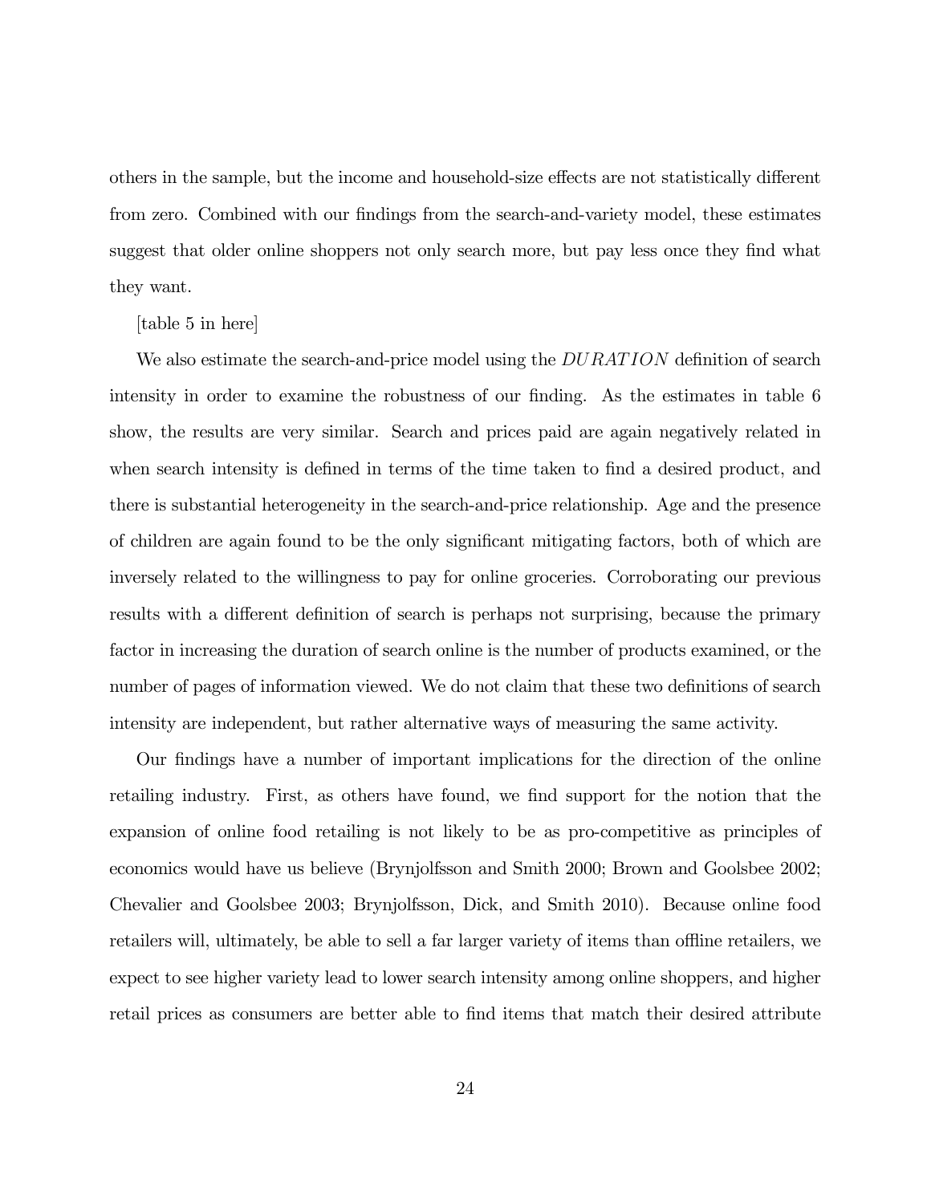others in the sample, but the income and household-size effects are not statistically different from zero. Combined with our findings from the search-and-variety model, these estimates suggest that older online shoppers not only search more, but pay less once they find what they want.

[table 5 in here]

We also estimate the search-and-price model using the $DURATION$ definition of search intensity in order to examine the robustness of our finding. As the estimates in table 6 show, the results are very similar. Search and prices paid are again negatively related in when search intensity is defined in terms of the time taken to find a desired product, and there is substantial heterogeneity in the search-and-price relationship. Age and the presence of children are again found to be the only significant mitigating factors, both of which are inversely related to the willingness to pay for online groceries. Corroborating our previous results with a different definition of search is perhaps not surprising, because the primary factor in increasing the duration of search online is the number of products examined, or the number of pages of information viewed. We do not claim that these two definitions of search intensity are independent, but rather alternative ways of measuring the same activity.

Our findings have a number of important implications for the direction of the online retailing industry. First, as others have found, we find support for the notion that the expansion of online food retailing is not likely to be as pro-competitive as principles of economics would have us believe (Brynjolfsson and Smith 2000; Brown and Goolsbee 2002; Chevalier and Goolsbee 2003; Brynjolfsson, Dick, and Smith 2010). Because online food retailers will, ultimately, be able to sell a far larger variety of items than offline retailers, we expect to see higher variety lead to lower search intensity among online shoppers, and higher retail prices as consumers are better able to find items that match their desired attribute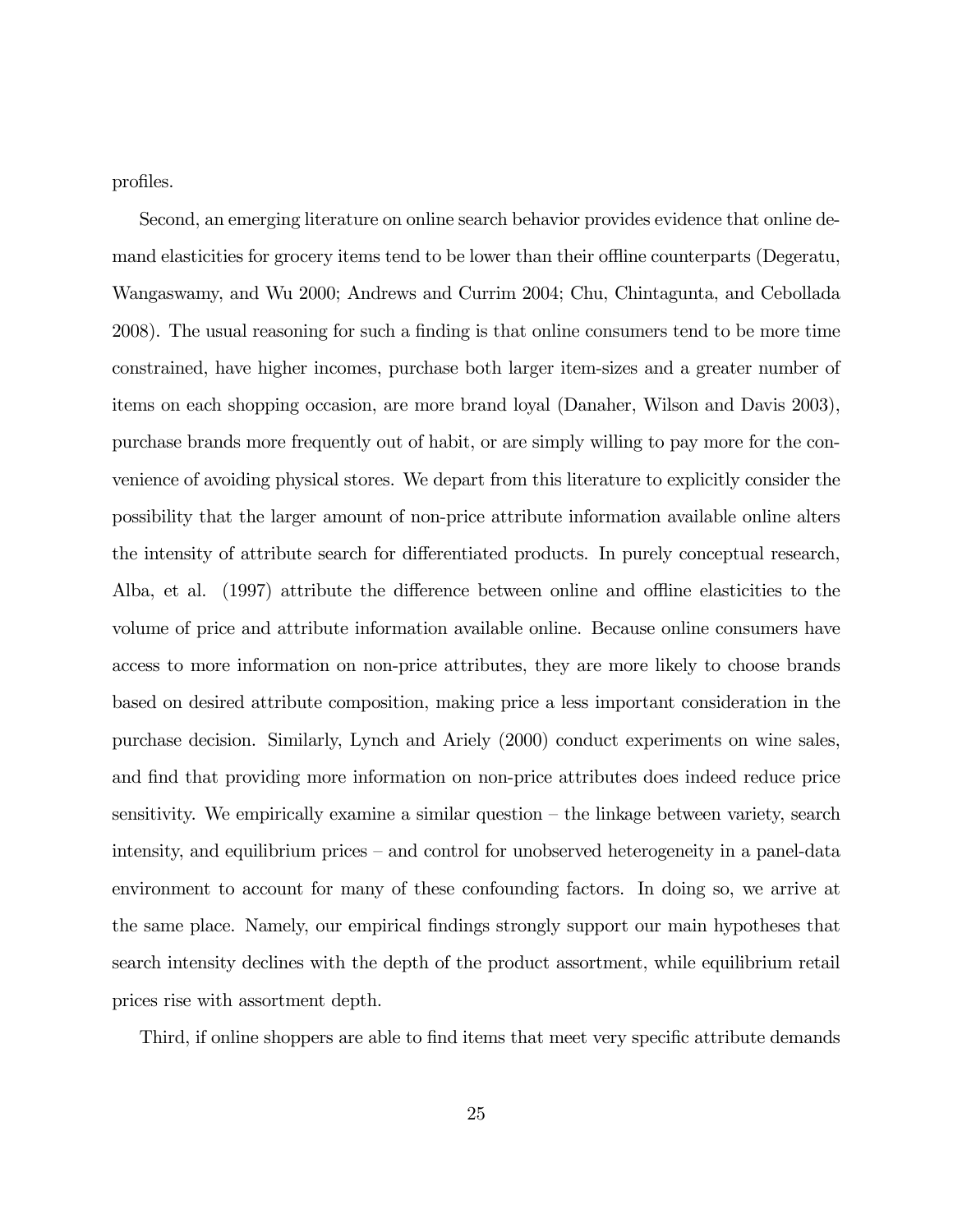profiles.

Second, an emerging literature on online search behavior provides evidence that online demand elasticities for grocery items tend to be lower than their offline counterparts (Degeratu, Wangaswamy, and Wu 2000; Andrews and Currim 2004; Chu, Chintagunta, and Cebollada 2008). The usual reasoning for such a finding is that online consumers tend to be more time constrained, have higher incomes, purchase both larger item-sizes and a greater number of items on each shopping occasion, are more brand loyal (Danaher, Wilson and Davis 2003), purchase brands more frequently out of habit, or are simply willing to pay more for the convenience of avoiding physical stores. We depart from this literature to explicitly consider the possibility that the larger amount of non-price attribute information available online alters the intensity of attribute search for differentiated products. In purely conceptual research, Alba, et al. (1997) attribute the difference between online and offline elasticities to the volume of price and attribute information available online. Because online consumers have access to more information on non-price attributes, they are more likely to choose brands based on desired attribute composition, making price a less important consideration in the purchase decision. Similarly, Lynch and Ariely (2000) conduct experiments on wine sales, and find that providing more information on non-price attributes does indeed reduce price sensitivity. We empirically examine a similar question – the linkage between variety, search intensity, and equilibrium prices – and control for unobserved heterogeneity in a panel-data environment to account for many of these confounding factors. In doing so, we arrive at the same place. Namely, our empirical findings strongly support our main hypotheses that search intensity declines with the depth of the product assortment, while equilibrium retail prices rise with assortment depth.

Third, if online shoppers are able to find items that meet very specific attribute demands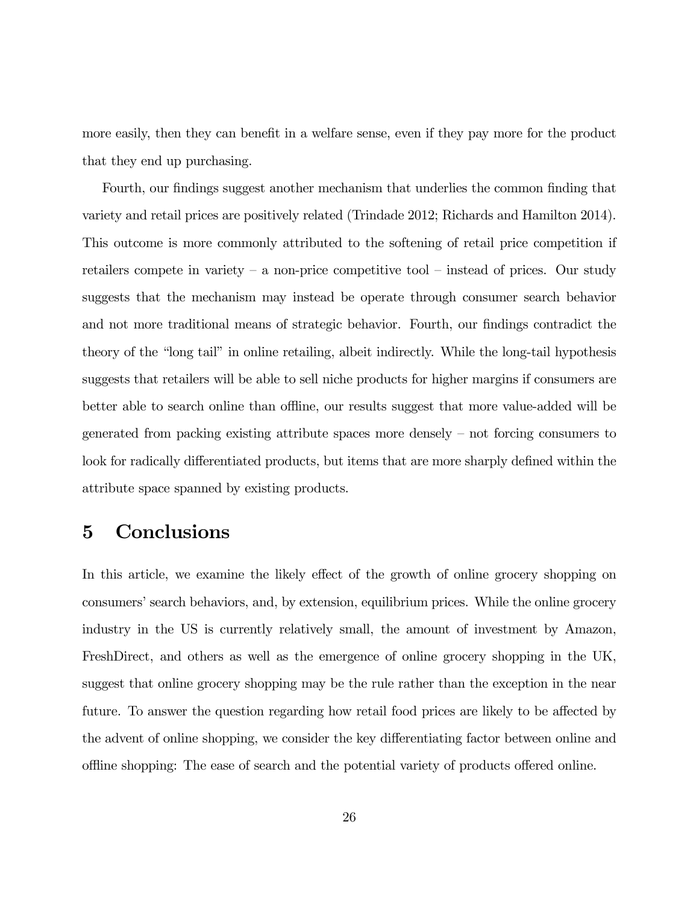more easily, then they can benefit in a welfare sense, even if they pay more for the product that they end up purchasing.

Fourth, our findings suggest another mechanism that underlies the common finding that variety and retail prices are positively related (Trindade 2012; Richards and Hamilton 2014). This outcome is more commonly attributed to the softening of retail price competition if retailers compete in variety – a non-price competitive tool – instead of prices. Our study suggests that the mechanism may instead be operate through consumer search behavior and not more traditional means of strategic behavior. Fourth, our findings contradict the theory of the "long tail" in online retailing, albeit indirectly. While the long-tail hypothesis suggests that retailers will be able to sell niche products for higher margins if consumers are better able to search online than offline, our results suggest that more value-added will be generated from packing existing attribute spaces more densely – not forcing consumers to look for radically differentiated products, but items that are more sharply defined within the attribute space spanned by existing products.

# 5 Conclusions

In this article, we examine the likely effect of the growth of online grocery shopping on consumers' search behaviors, and, by extension, equilibrium prices. While the online grocery industry in the US is currently relatively small, the amount of investment by Amazon, FreshDirect, and others as well as the emergence of online grocery shopping in the UK, suggest that online grocery shopping may be the rule rather than the exception in the near future. To answer the question regarding how retail food prices are likely to be affected by the advent of online shopping, we consider the key differentiating factor between online and offline shopping: The ease of search and the potential variety of products offered online.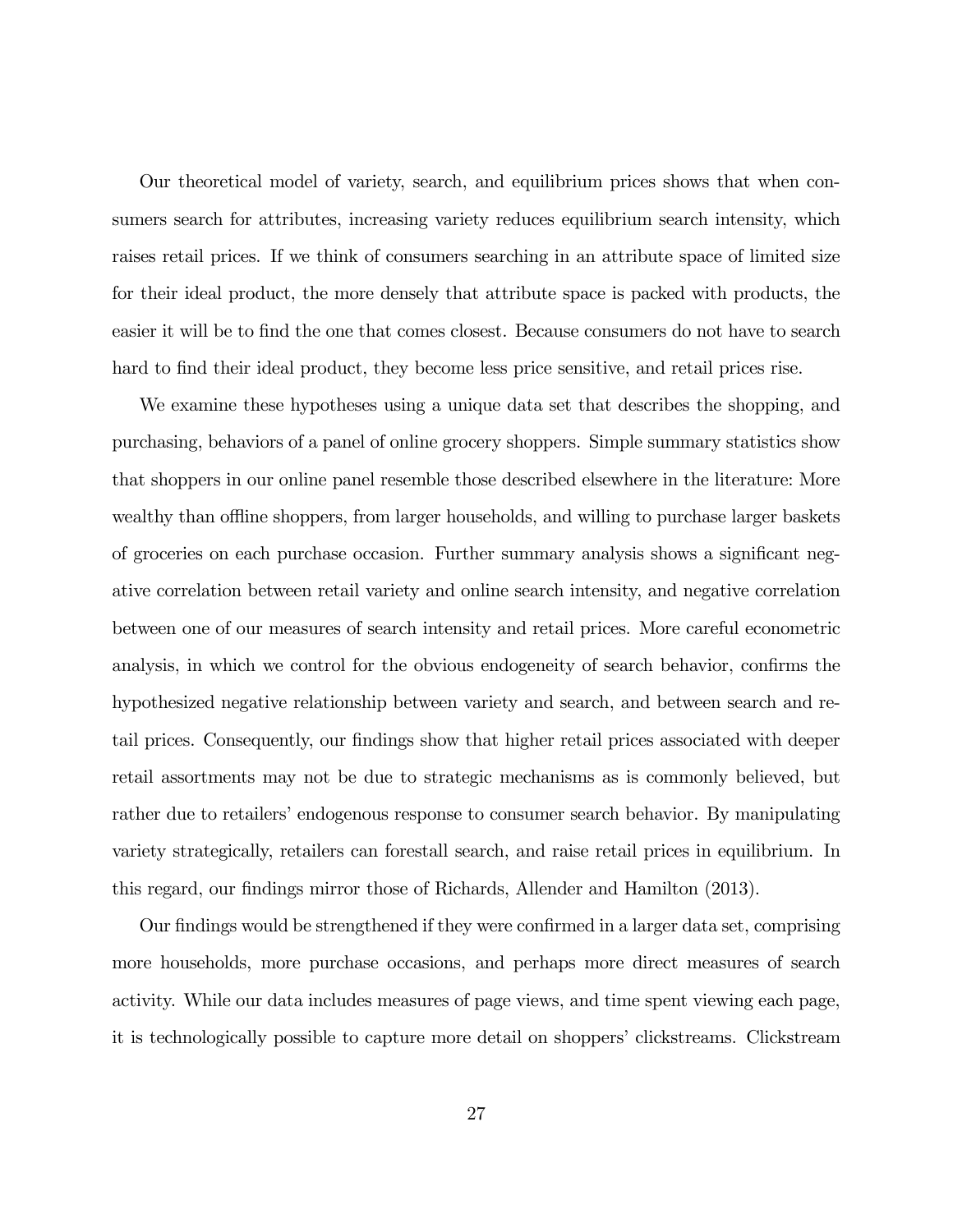Our theoretical model of variety, search, and equilibrium prices shows that when consumers search for attributes, increasing variety reduces equilibrium search intensity, which raises retail prices. If we think of consumers searching in an attribute space of limited size for their ideal product, the more densely that attribute space is packed with products, the easier it will be to find the one that comes closest. Because consumers do not have to search hard to find their ideal product, they become less price sensitive, and retail prices rise.

We examine these hypotheses using a unique data set that describes the shopping, and purchasing, behaviors of a panel of online grocery shoppers. Simple summary statistics show that shoppers in our online panel resemble those described elsewhere in the literature: More wealthy than offline shoppers, from larger households, and willing to purchase larger baskets of groceries on each purchase occasion. Further summary analysis shows a significant negative correlation between retail variety and online search intensity, and negative correlation between one of our measures of search intensity and retail prices. More careful econometric analysis, in which we control for the obvious endogeneity of search behavior, confirms the hypothesized negative relationship between variety and search, and between search and retail prices. Consequently, our findings show that higher retail prices associated with deeper retail assortments may not be due to strategic mechanisms as is commonly believed, but rather due to retailers' endogenous response to consumer search behavior. By manipulating variety strategically, retailers can forestall search, and raise retail prices in equilibrium. In this regard, our findings mirror those of Richards, Allender and Hamilton (2013).

Our findings would be strengthened if they were confirmed in a larger data set, comprising more households, more purchase occasions, and perhaps more direct measures of search activity. While our data includes measures of page views, and time spent viewing each page, it is technologically possible to capture more detail on shoppers' clickstreams. Clickstream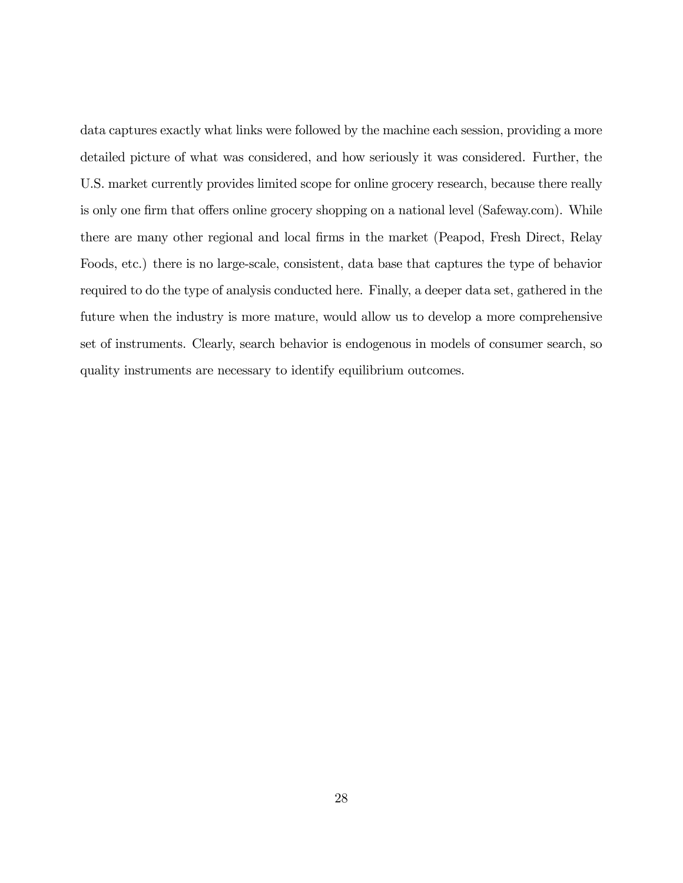data captures exactly what links were followed by the machine each session, providing a more detailed picture of what was considered, and how seriously it was considered. Further, the U.S. market currently provides limited scope for online grocery research, because there really is only one firm that offers online grocery shopping on a national level (Safeway.com). While there are many other regional and local firms in the market (Peapod, Fresh Direct, Relay Foods, etc.) there is no large-scale, consistent, data base that captures the type of behavior required to do the type of analysis conducted here. Finally, a deeper data set, gathered in the future when the industry is more mature, would allow us to develop a more comprehensive set of instruments. Clearly, search behavior is endogenous in models of consumer search, so quality instruments are necessary to identify equilibrium outcomes.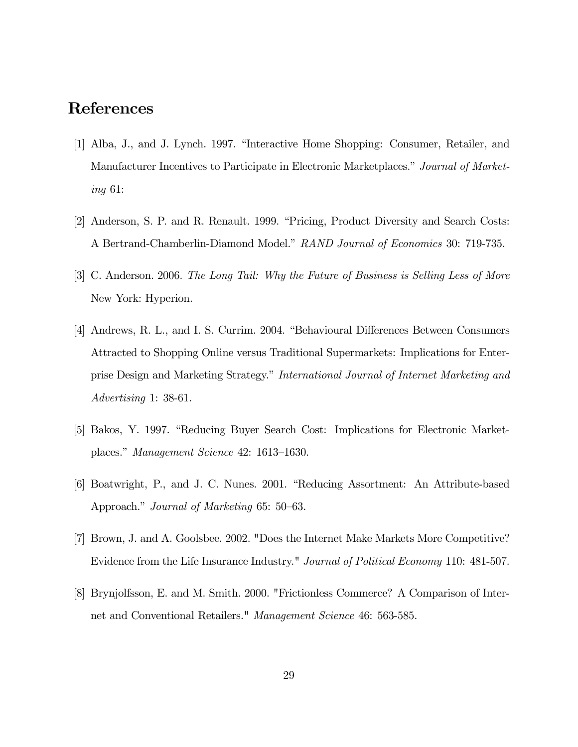# References

[1] Alba, J., and J. Lynch. 1997. "Interactive Home Shopping: Consumer, Retailer, and Manufacturer Incentives to Participate in Electronic Marketplaces." *Journal of Marketing* 61:

[2] Anderson, S. P. and R. Renault. 1999. "Pricing, Product Diversity and Search Costs: A Bertrand-Chamberlin-Diamond Model." *RAND Journal of Economics* 30: 719-735.

[3] C. Anderson. 2006. *The Long Tail: Why the Future of Business is Selling Less of More* New York: Hyperion.

[4] Andrews, R. L., and I. S. Currim. 2004. "Behavioural Differences Between Consumers Attracted to Shopping Online versus Traditional Supermarkets: Implications for Enterprise Design and Marketing Strategy." *International Journal of Internet Marketing and Advertising* 1: 38-61.

[5] Bakos, Y. 1997. "Reducing Buyer Search Cost: Implications for Electronic Marketplaces." *Management Science* 42: 1613–1630.

[6] Boatwright, P., and J. C. Nunes. 2001. "Reducing Assortment: An Attribute-based Approach." *Journal of Marketing* 65: 50–63.

[7] Brown, J. and A. Goolsbee. 2002. "Does the Internet Make Markets More Competitive? Evidence from the Life Insurance Industry." *Journal of Political Economy* 110: 481-507.

[8] Brynjolfsson, E. and M. Smith. 2000. "Frictionless Commerce? A Comparison of Internet and Conventional Retailers." *Management Science* 46: 563-585.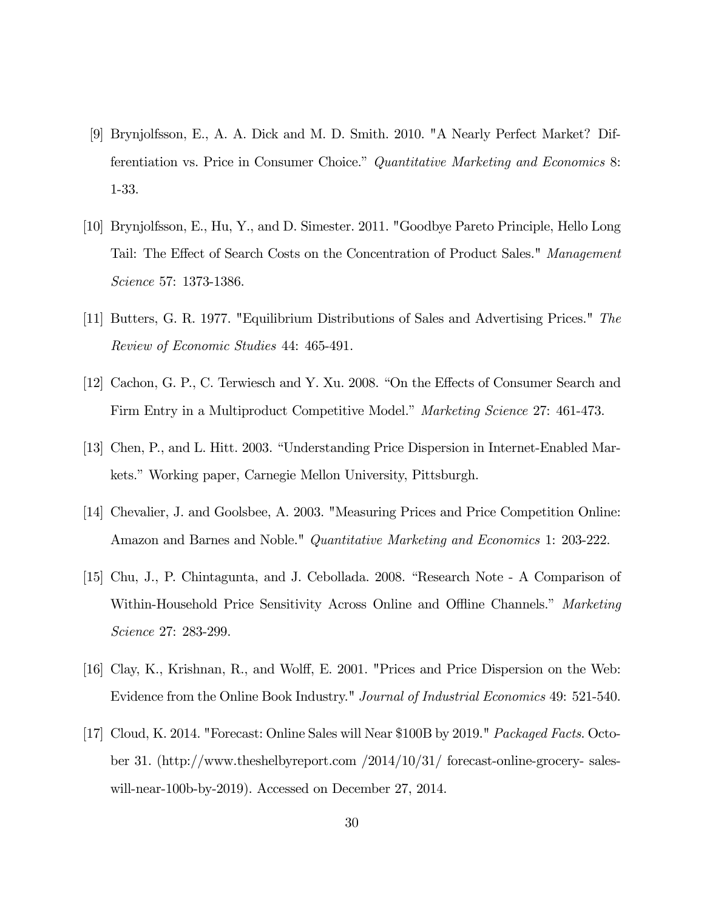[9] Brynjolfsson, E., A. A. Dick and M. D. Smith. 2010. "A Nearly Perfect Market? Differentiation vs. Price in Consumer Choice." *Quantitative Marketing and Economics* 8: 1-33.

[10] Brynjolfsson, E., Hu, Y., and D. Simester. 2011. "Goodbye Pareto Principle, Hello Long Tail: The Effect of Search Costs on the Concentration of Product Sales." *Management Science* 57: 1373-1386.

[11] Butters, G. R. 1977. "Equilibrium Distributions of Sales and Advertising Prices." *The Review of Economic Studies* 44: 465-491.

[12] Cachon, G. P., C. Terwiesch and Y. Xu. 2008. "On the Effects of Consumer Search and Firm Entry in a Multiproduct Competitive Model." *Marketing Science* 27: 461-473.

[13] Chen, P., and L. Hitt. 2003. "Understanding Price Dispersion in Internet-Enabled Markets." Working paper, Carnegie Mellon University, Pittsburgh.

[14] Chevalier, J. and Goolsbee, A. 2003. "Measuring Prices and Price Competition Online: Amazon and Barnes and Noble." *Quantitative Marketing and Economics* 1: 203-222.

[15] Chu, J., P. Chintagunta, and J. Cebollada. 2008. "Research Note - A Comparison of Within-Household Price Sensitivity Across Online and Offline Channels." *Marketing Science* 27: 283-299.

[16] Clay, K., Krishnan, R., and Wolff, E. 2001. "Prices and Price Dispersion on the Web: Evidence from the Online Book Industry." *Journal of Industrial Economics* 49: 521-540.

[17] Cloud, K. 2014. "Forecast: Online Sales will Near $100B by 2019." *Packaged Facts*. October 31. (http://www.theshelbyreport.com /2014/10/31/ forecast-online-grocery- sales-will-near-100b-by-2019). Accessed on December 27, 2014.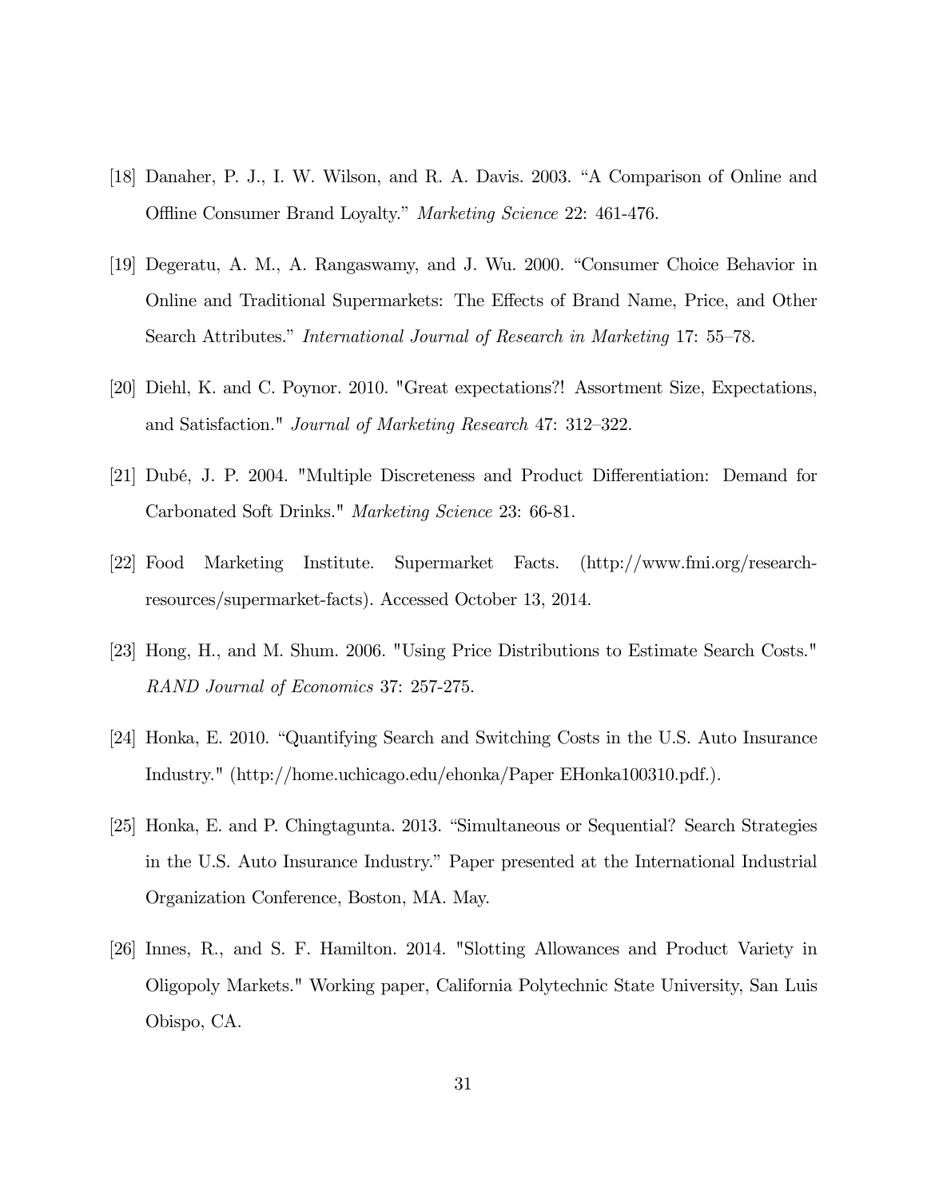[18] Danaher, P. J., I. W. Wilson, and R. A. Davis. 2003. "A Comparison of Online and Offline Consumer Brand Loyalty." *Marketing Science* 22: 461-476.

[19] Degeratu, A. M., A. Rangaswamy, and J. Wu. 2000. "Consumer Choice Behavior in Online and Traditional Supermarkets: The Effects of Brand Name, Price, and Other Search Attributes." *International Journal of Research in Marketing* 17: 55–78.

[20] Diehl, K. and C. Poynor. 2010. "Great expectations?! Assortment Size, Expectations, and Satisfaction." *Journal of Marketing Research* 47: 312–322.

[21] Dubé, J. P. 2004. "Multiple Discreteness and Product Differentiation: Demand for Carbonated Soft Drinks." *Marketing Science* 23: 66-81.

[22] Food Marketing Institute. Supermarket Facts. (http://www.fmi.org/research-resources/supermarket-facts). Accessed October 13, 2014.

[23] Hong, H., and M. Shum. 2006. "Using Price Distributions to Estimate Search Costs." *RAND Journal of Economics* 37: 257-275.

[24] Honka, E. 2010. "Quantifying Search and Switching Costs in the U.S. Auto Insurance Industry." (http://home.uchicago.edu/ehonka/Paper EHonka100310.pdf.).

[25] Honka, E. and P. Chingtagunta. 2013. "Simultaneous or Sequential? Search Strategies in the U.S. Auto Insurance Industry." Paper presented at the International Industrial Organization Conference, Boston, MA. May.

[26] Innes, R., and S. F. Hamilton. 2014. "Slotting Allowances and Product Variety in Oligopoly Markets." Working paper, California Polytechnic State University, San Luis Obispo, CA.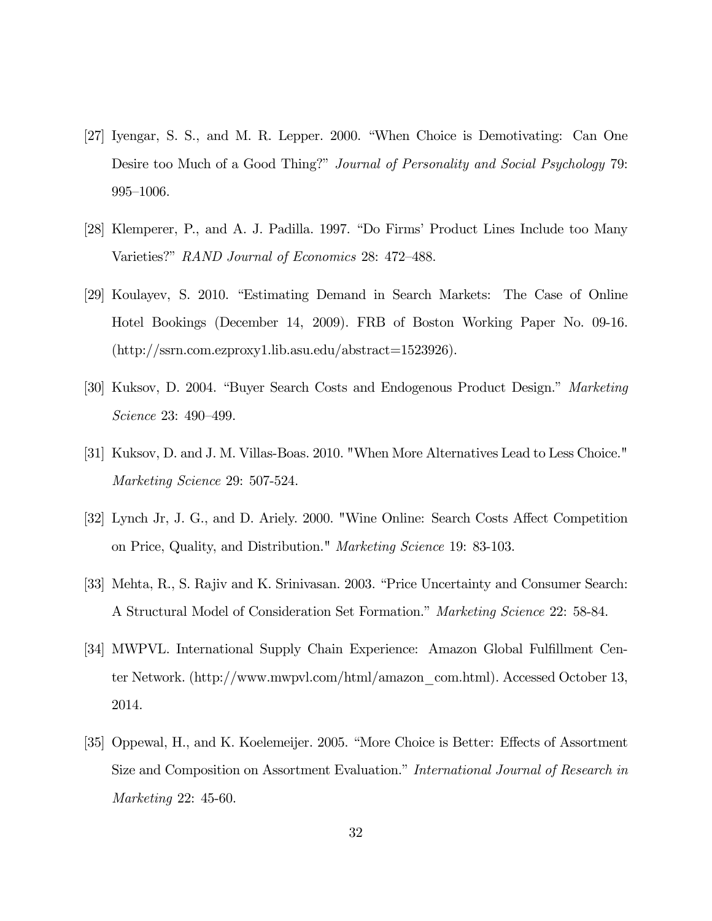[27] Iyengar, S. S., and M. R. Lepper. 2000. "When Choice is Demotivating: Can One Desire too Much of a Good Thing?" *Journal of Personality and Social Psychology* 79: 995–1006.

[28] Klemperer, P., and A. J. Padilla. 1997. "Do Firms' Product Lines Include too Many Varieties?" *RAND Journal of Economics* 28: 472–488.

[29] Koulayev, S. 2010. "Estimating Demand in Search Markets: The Case of Online Hotel Bookings (December 14, 2009). FRB of Boston Working Paper No. 09-16. (http://ssrn.com.ezproxy1.lib.asu.edu/abstract=1523926).

[30] Kuksov, D. 2004. "Buyer Search Costs and Endogenous Product Design." *Marketing Science* 23: 490–499.

[31] Kuksov, D. and J. M. Villas-Boas. 2010. "When More Alternatives Lead to Less Choice." *Marketing Science* 29: 507-524.

[32] Lynch Jr, J. G., and D. Ariely. 2000. "Wine Online: Search Costs Affect Competition on Price, Quality, and Distribution." *Marketing Science* 19: 83-103.

[33] Mehta, R., S. Rajiv and K. Srinivasan. 2003. "Price Uncertainty and Consumer Search: A Structural Model of Consideration Set Formation." *Marketing Science* 22: 58-84.

[34] MWPVL. International Supply Chain Experience: Amazon Global Fulfillment Center Network. (http://www.mwpvl.com/html/amazon_com.html). Accessed October 13, 2014.

[35] Oppewal, H., and K. Koelemeijer. 2005. "More Choice is Better: Effects of Assortment Size and Composition on Assortment Evaluation." *International Journal of Research in Marketing* 22: 45-60.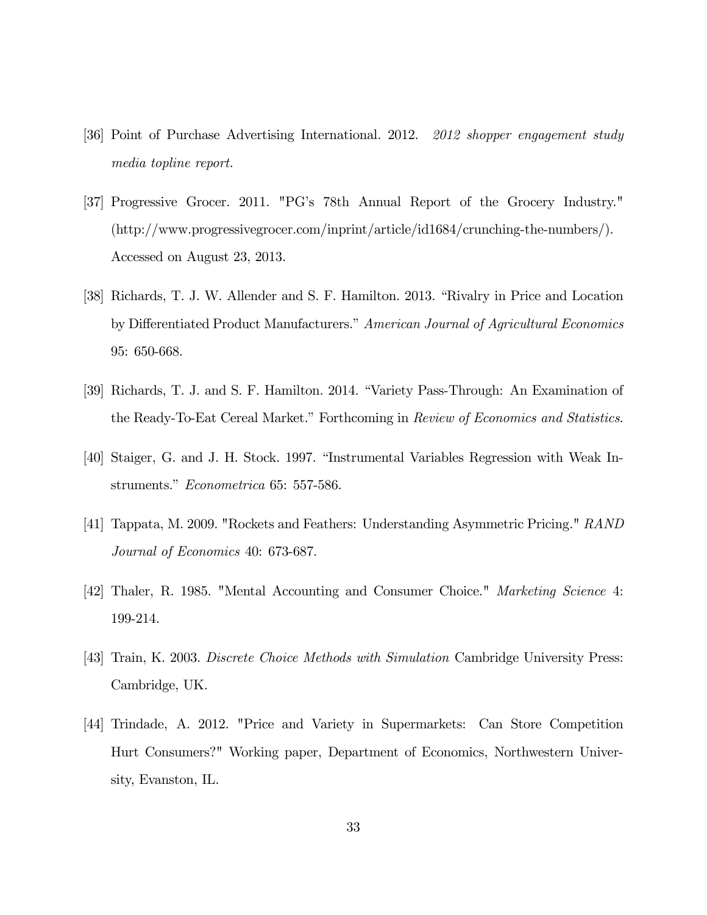[36] Point of Purchase Advertising International. 2012. *2012 shopper engagement study media topline report.*

[37] Progressive Grocer. 2011. "PG's 78th Annual Report of the Grocery Industry." (http://www.progressivegrocer.com/inprint/article/id1684/crunching-the-numbers/). Accessed on August 23, 2013.

[38] Richards, T. J. W. Allender and S. F. Hamilton. 2013. "Rivalry in Price and Location by Differentiated Product Manufacturers." *American Journal of Agricultural Economics* 95: 650-668.

[39] Richards, T. J. and S. F. Hamilton. 2014. "Variety Pass-Through: An Examination of the Ready-To-Eat Cereal Market." Forthcoming in *Review of Economics and Statistics*.

[40] Staiger, G. and J. H. Stock. 1997. "Instrumental Variables Regression with Weak Instruments." *Econometrica* 65: 557-586.

[41] Tappata, M. 2009. "Rockets and Feathers: Understanding Asymmetric Pricing." *RAND Journal of Economics* 40: 673-687.

[42] Thaler, R. 1985. "Mental Accounting and Consumer Choice." *Marketing Science* 4: 199-214.

[43] Train, K. 2003. *Discrete Choice Methods with Simulation* Cambridge University Press: Cambridge, UK.

[44] Trindade, A. 2012. "Price and Variety in Supermarkets: Can Store Competition Hurt Consumers?" Working paper, Department of Economics, Northwestern University, Evanston, IL.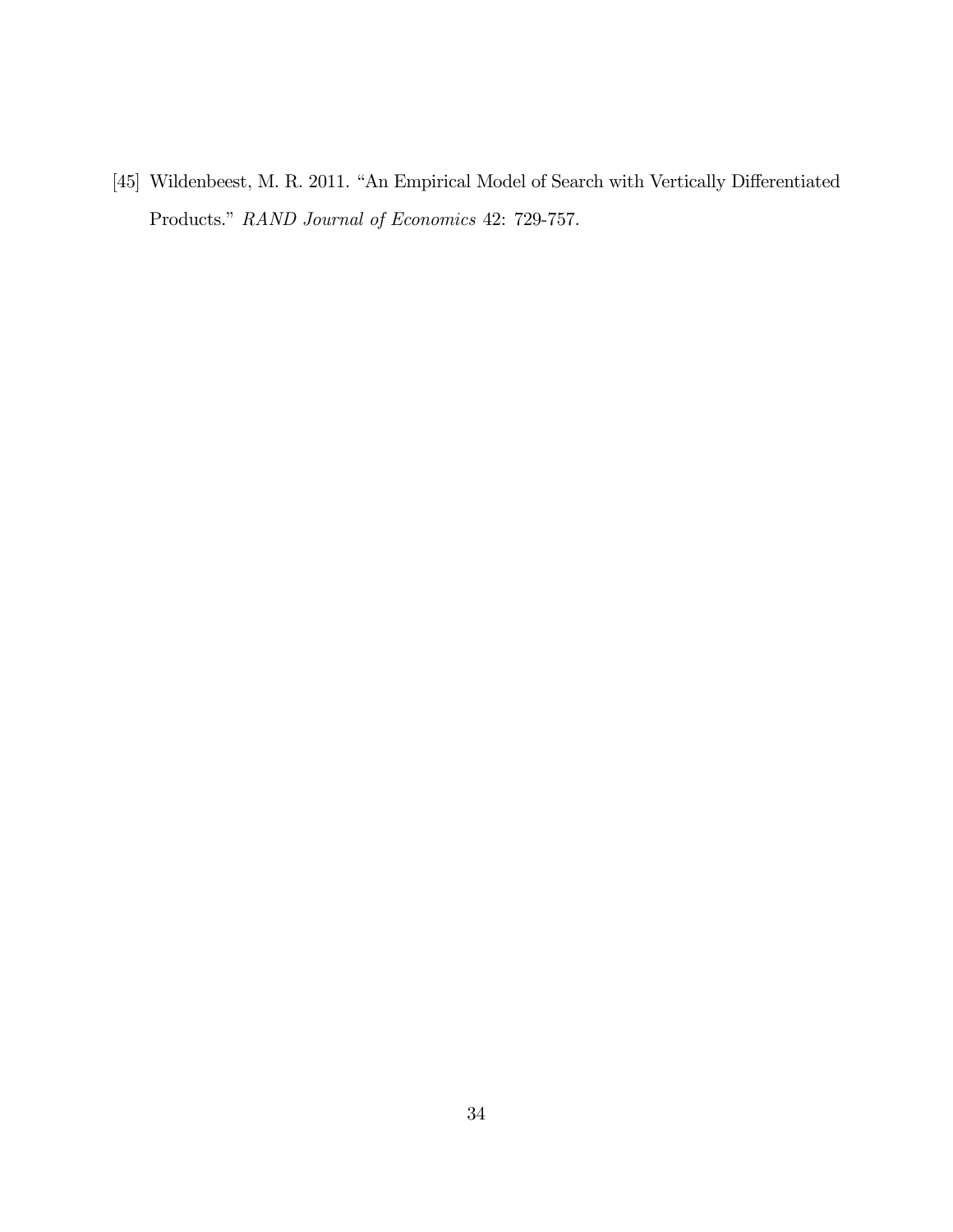[45] Wildenbeest, M. R. 2011. "An Empirical Model of Search with Vertically Differentiated Products." *RAND Journal of Economics* 42: 729-757.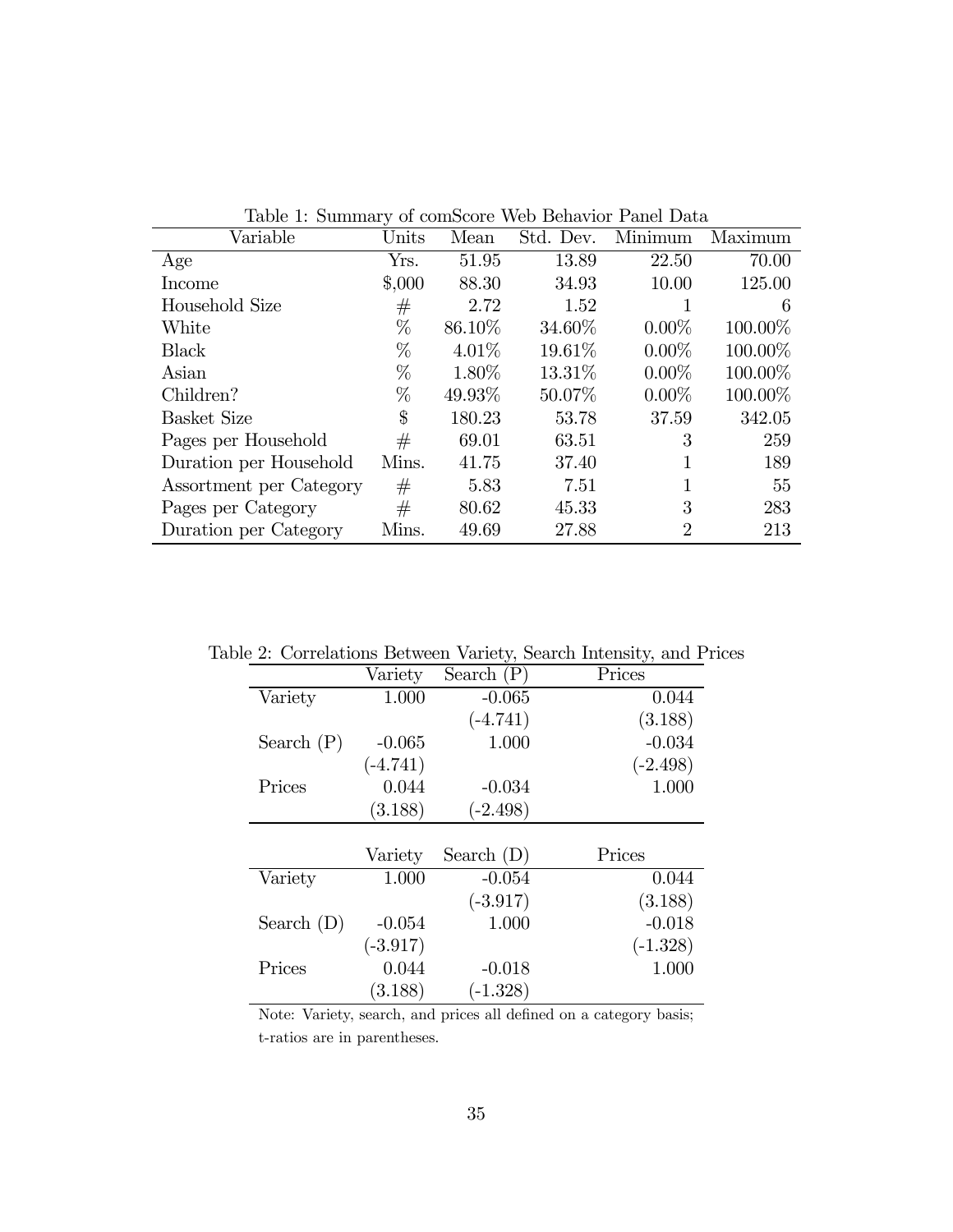Table 1: Summary of comScore Web Behavior Panel Data

| Variable | Units | Mean | Std. Dev. | Minimum | Maximum |
|---|---|---|---|---|---|
| Age | Yrs. | 51.95 | 13.89 | 22.50 | 70.00 |
| Income | $,000 | 88.30 | 34.93 | 10.00 | 125.00 |
| Household Size | # | 2.72 | 1.52 | 1 | 6 |
| White | % | 86.10% | 34.60% | 0.00% | 100.00% |
| Black | % | 4.01% | 19.61% | 0.00% | 100.00% |
| Asian | % | 1.80% | 13.31% | 0.00% | 100.00% |
| Children? | % | 49.93% | 50.07% | 0.00% | 100.00% |
| Basket Size | $ | 180.23 | 53.78 | 37.59 | 342.05 |
| Pages per Household | # | 69.01 | 63.51 | 3 | 259 |
| Duration per Household | Mins. | 41.75 | 37.40 | 1 | 189 |
| Assortment per Category | # | 5.83 | 7.51 | 1 | 55 |
| Pages per Category | # | 80.62 | 45.33 | 3 | 283 |
| Duration per Category | Mins. | 49.69 | 27.88 | 2 | 213 |

Table 2: Correlations Between Variety, Search Intensity, and Prices

| | Variety | Search (P) | Prices |
|---|---|---|---|
| Variety | 1.000 | -0.065 | 0.044 |
| | | (-4.741) | (3.188) |
| Search (P) | -0.065 | 1.000 | -0.034 |
| | (-4.741) | | (-2.498) |
| Prices | 0.044 | -0.034 | 1.000 |
| | (3.188) | (-2.498) | |

| | Variety | Search (D) | Prices |
|---|---|---|---|
| Variety | 1.000 | -0.054 | 0.044 |
| | | (-3.917) | (3.188) |
| Search (D) | -0.054 | 1.000 | -0.018 |
| | (-3.917) | | (-1.328) |
| Prices | 0.044 | -0.018 | 1.000 |
| | (3.188) | (-1.328) | |

Note: Variety, search, and prices all defined on a category basis; t-ratios are in parentheses.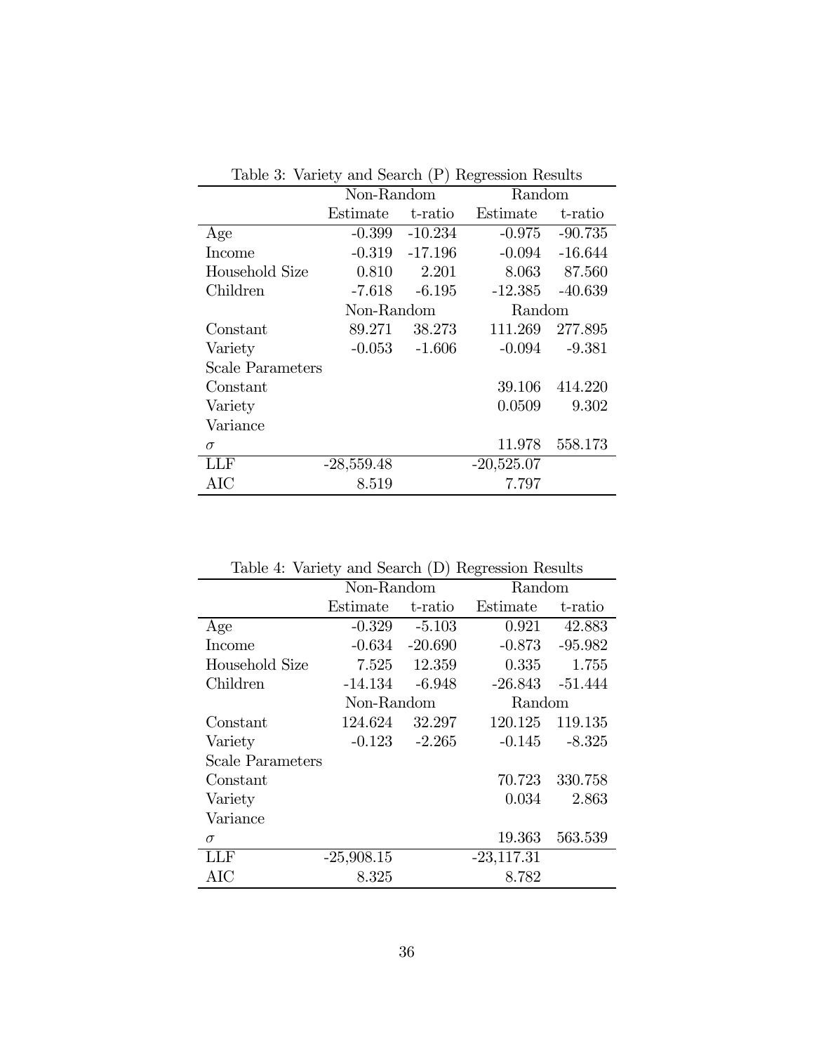Table 3: Variety and Search (P) Regression Results

| | Non-Random | | Random | |
|---|---|---|---|---|
| | Estimate | t-ratio | Estimate | t-ratio |
| Age | -0.399 | -10.234 | -0.975 | -90.735 |
| Income | -0.319 | -17.196 | -0.094 | -16.644 |
| Household Size | 0.810 | 2.201 | 8.063 | 87.560 |
| Children | -7.618 | -6.195 | -12.385 | -40.639 |
| | Non-Random | | Random | |
| Constant | 89.271 | 38.273 | 111.269 | 277.895 |
| Variety | -0.053 | -1.606 | -0.094 | -9.381 |
| Scale Parameters | | | | |
| Constant | | | 39.106 | 414.220 |
| Variety | | | 0.0509 | 9.302 |
| Variance | | | | |
| $\sigma$ | | | 11.978 | 558.173 |
| LLF | -28,559.48 | | -20,525.07 | |
| AIC | 8.519 | | 7.797 | |

Table 4: Variety and Search (D) Regression Results

| | Non-Random | | Random | |
|---|---|---|---|---|
| | Estimate | t-ratio | Estimate | t-ratio |
| Age | -0.329 | -5.103 | 0.921 | 42.883 |
| Income | -0.634 | -20.690 | -0.873 | -95.982 |
| Household Size | 7.525 | 12.359 | 0.335 | 1.755 |
| Children | -14.134 | -6.948 | -26.843 | -51.444 |
| | Non-Random | | Random | |
| Constant | 124.624 | 32.297 | 120.125 | 119.135 |
| Variety | -0.123 | -2.265 | -0.145 | -8.325 |
| Scale Parameters | | | | |
| Constant | | | 70.723 | 330.758 |
| Variety | | | 0.034 | 2.863 |
| Variance | | | | |
| $\sigma$ | | | 19.363 | 563.539 |
| LLF | -25,908.15 | | -23,117.31 | |
| AIC | 8.325 | | 8.782 | |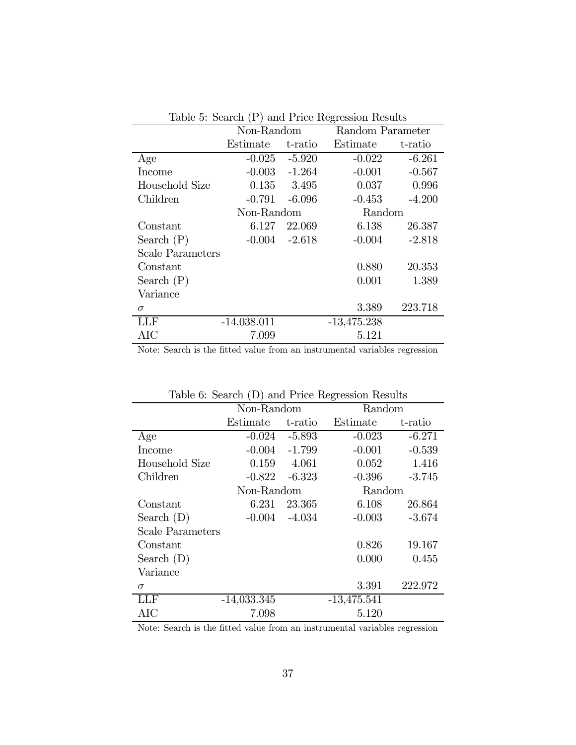Table 5: Search (P) and Price Regression Results

| | Non-Random | | Random Parameter | |
|---|---|---|---|---|
| | Estimate | t-ratio | Estimate | t-ratio |
| Age | -0.025 | -5.920 | -0.022 | -6.261 |
| Income | -0.003 | -1.264 | -0.001 | -0.567 |
| Household Size | 0.135 | 3.495 | 0.037 | 0.996 |
| Children | -0.791 | -6.096 | -0.453 | -4.200 |
| | Non-Random | | Random | |
| Constant | 6.127 | 22.069 | 6.138 | 26.387 |
| Search (P) | -0.004 | -2.618 | -0.004 | -2.818 |
| Scale Parameters | | | | |
| Constant | | | 0.880 | 20.353 |
| Search (P) | | | 0.001 | 1.389 |
| Variance | | | | |
| $\sigma$ | | | 3.389 | 223.718 |
| LLF | -14,038.011 | | -13,475.238 | |
| AIC | 7.099 | | 5.121 | |

Note: Search is the fitted value from an instrumental variables regression

Table 6: Search (D) and Price Regression Results

| | Non-Random | | Random | |
|---|---|---|---|---|
| | Estimate | t-ratio | Estimate | t-ratio |
| Age | -0.024 | -5.893 | -0.023 | -6.271 |
| Income | -0.004 | -1.799 | -0.001 | -0.539 |
| Household Size | 0.159 | 4.061 | 0.052 | 1.416 |
| Children | -0.822 | -6.323 | -0.396 | -3.745 |
| | Non-Random | | Random | |
| Constant | 6.231 | 23.365 | 6.108 | 26.864 |
| Search (D) | -0.004 | -4.034 | -0.003 | -3.674 |
| Scale Parameters | | | | |
| Constant | | | 0.826 | 19.167 |
| Search (D) | | | 0.000 | 0.455 |
| Variance | | | | |
| $\sigma$ | | | 3.391 | 222.972 |
| LLF | -14,033.345 | | -13,475.541 | |
| AIC | 7.098 | | 5.120 | |

Note: Search is the fitted value from an instrumental variables regression